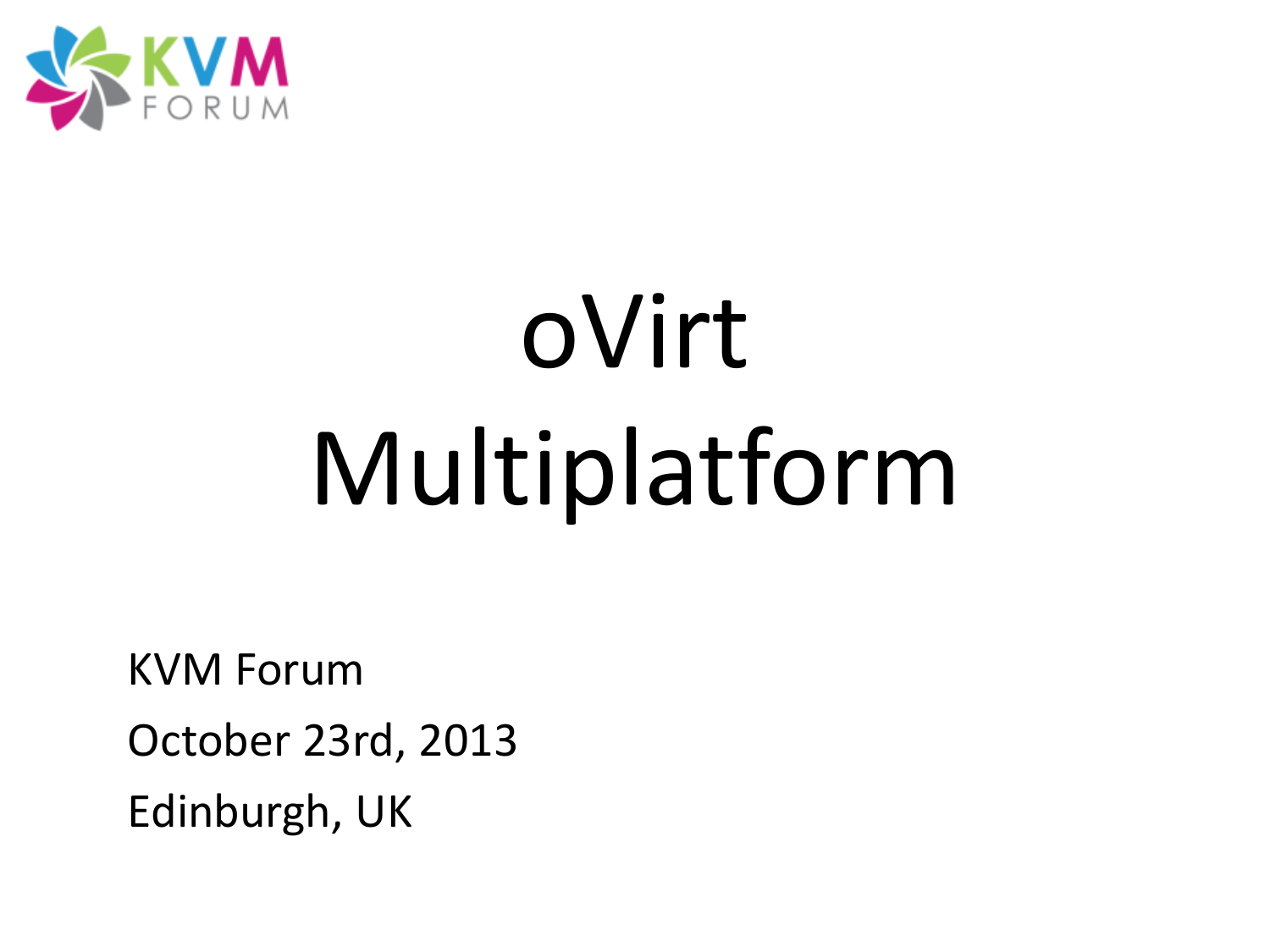# oVirt Multiplatform

KVM Forum

October 23rd, 2013

Edinburgh, UK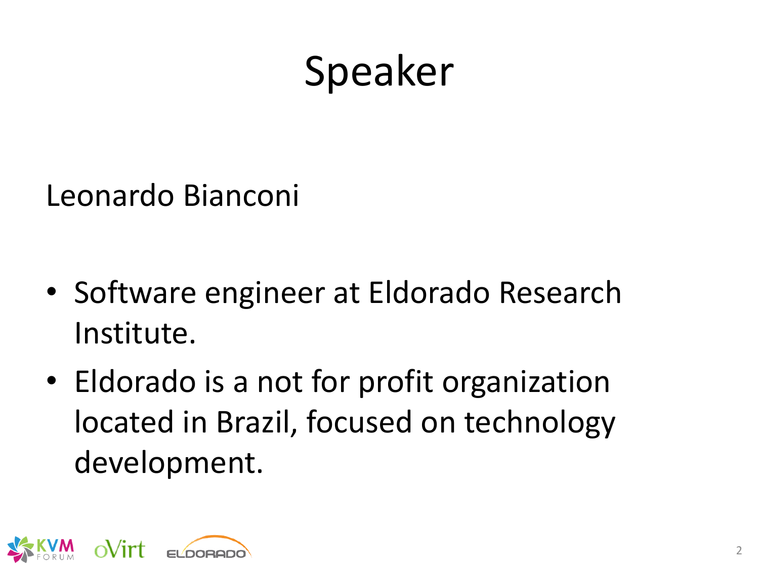# Speaker

Leonardo Bianconi

- Software engineer at Eldorado Research Institute.
- Eldorado is a not for profit organization located in Brazil, focused on technology development.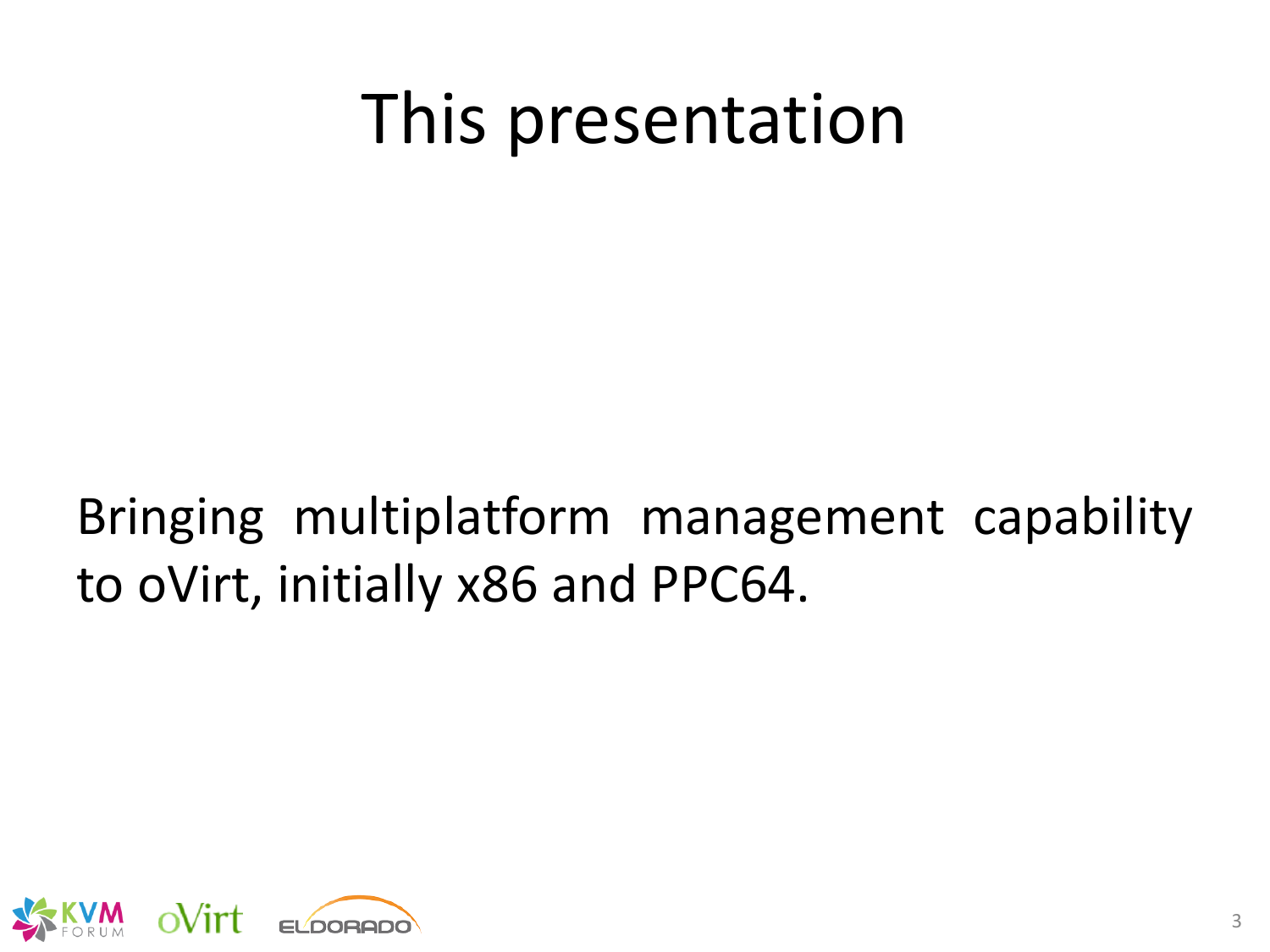# This presentation

Bringing multiplatform management capability to oVirt, initially x86 and PPC64.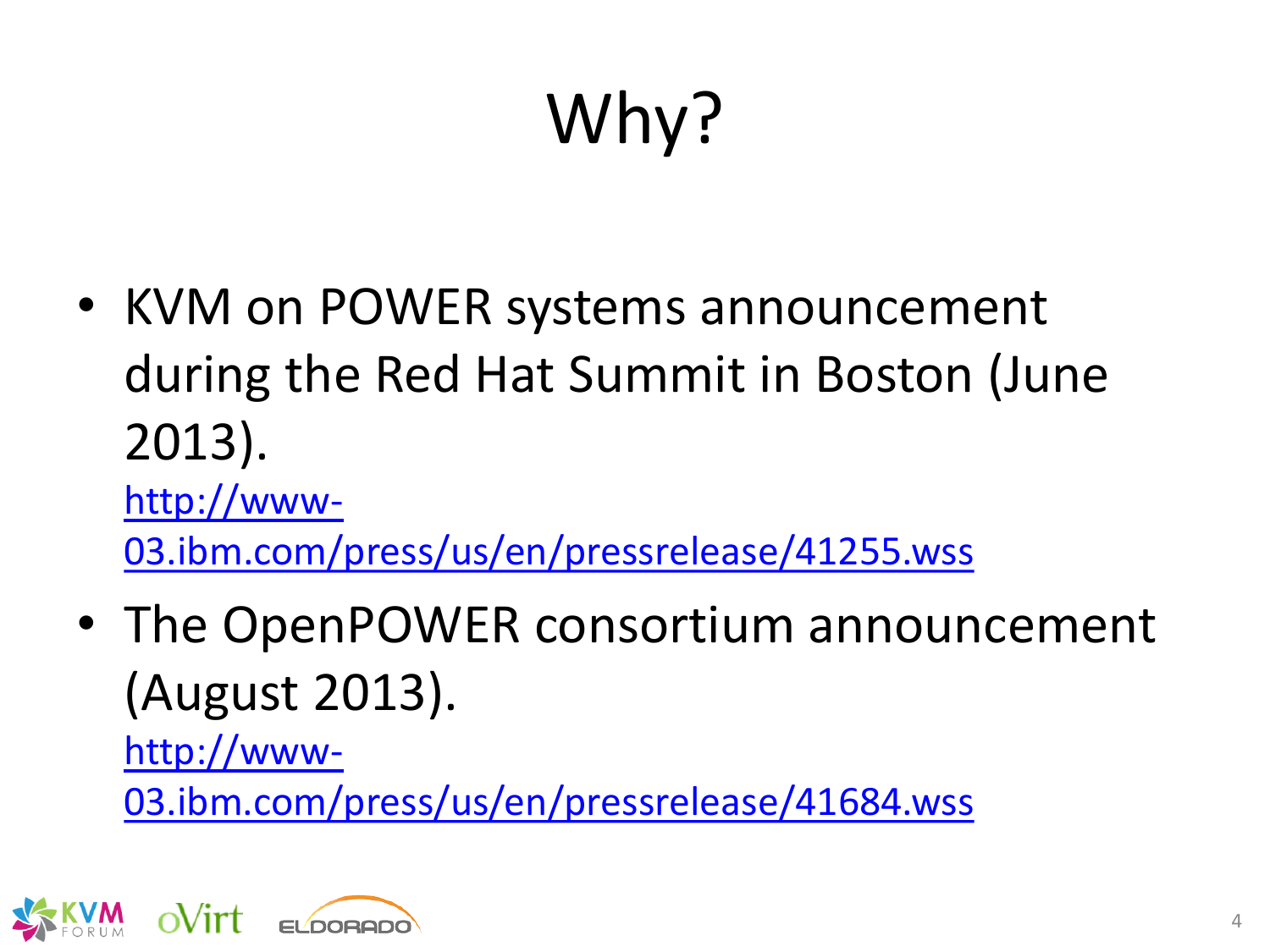# Why?

- KVM on POWER systems announcement during the Red Hat Summit in Boston (June 2013).
  http://www-03.ibm.com/press/us/en/pressrelease/41255.wss
- The OpenPOWER consortium announcement (August 2013).
  http://www-03.ibm.com/press/us/en/pressrelease/41684.wss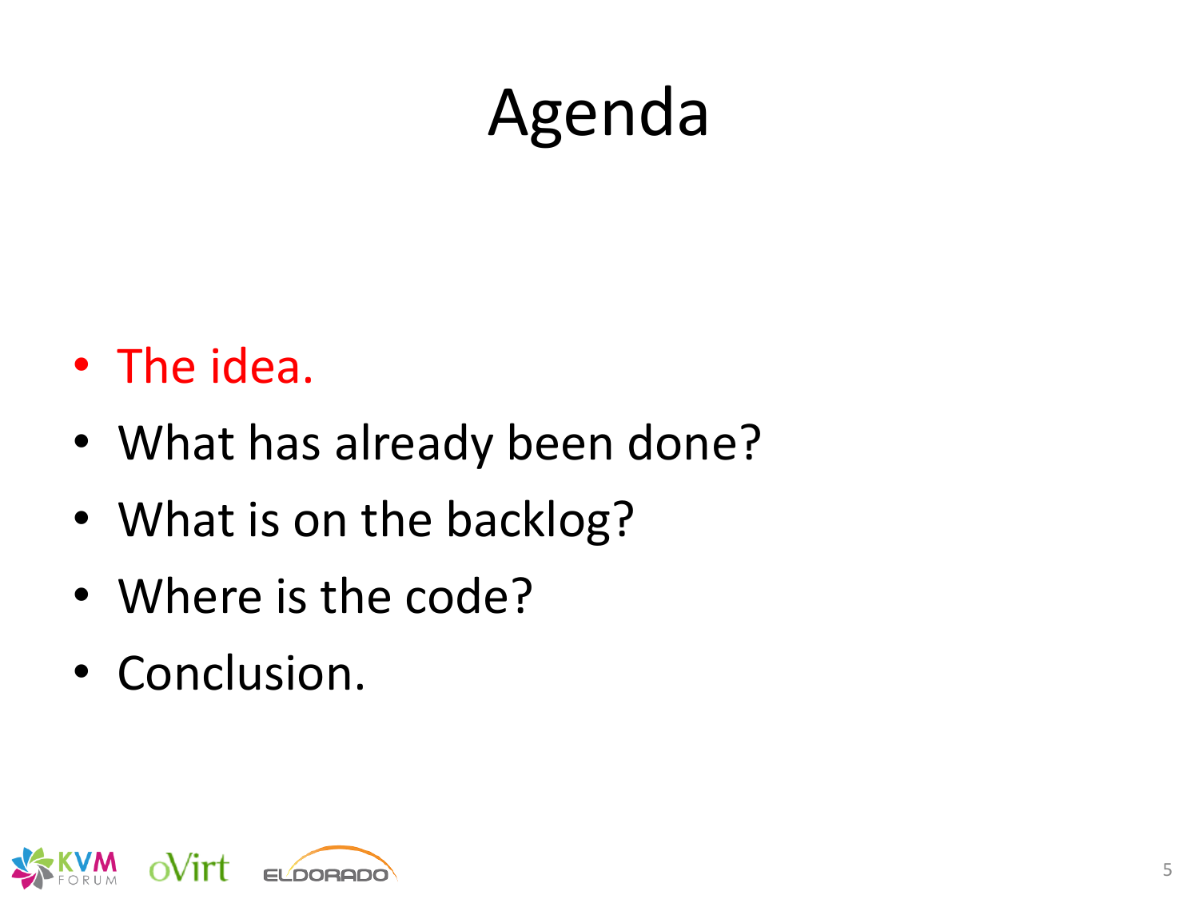# Agenda

- The idea.
- What has already been done?
- What is on the backlog?
- Where is the code?
- Conclusion.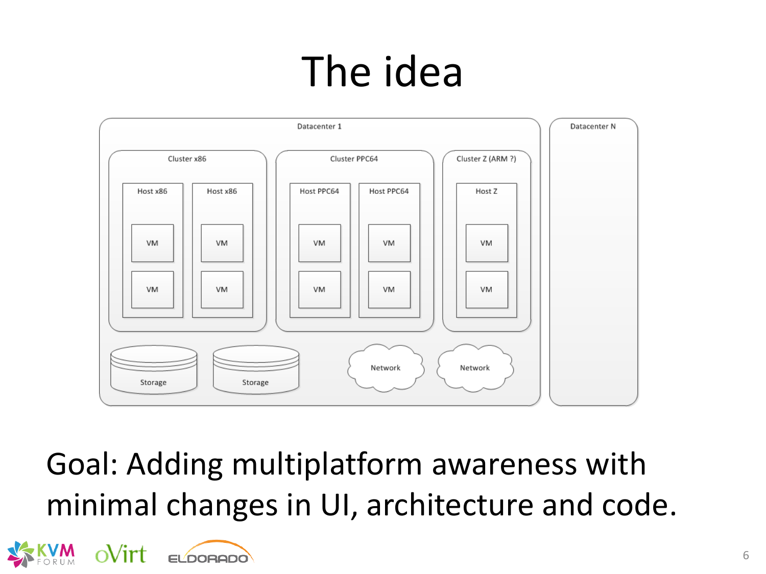# The idea

Datacenter 1

Cluster x86

Host x86

VM

VM

Host x86

VM

VM

Cluster PPC64

Host PPC64

VM

VM

Host PPC64

VM

VM

Cluster Z (ARM ?)

Host Z

VM

VM

Storage

Storage

Network

Network

Datacenter N

Goal: Adding multiplatform awareness with minimal changes in UI, architecture and code.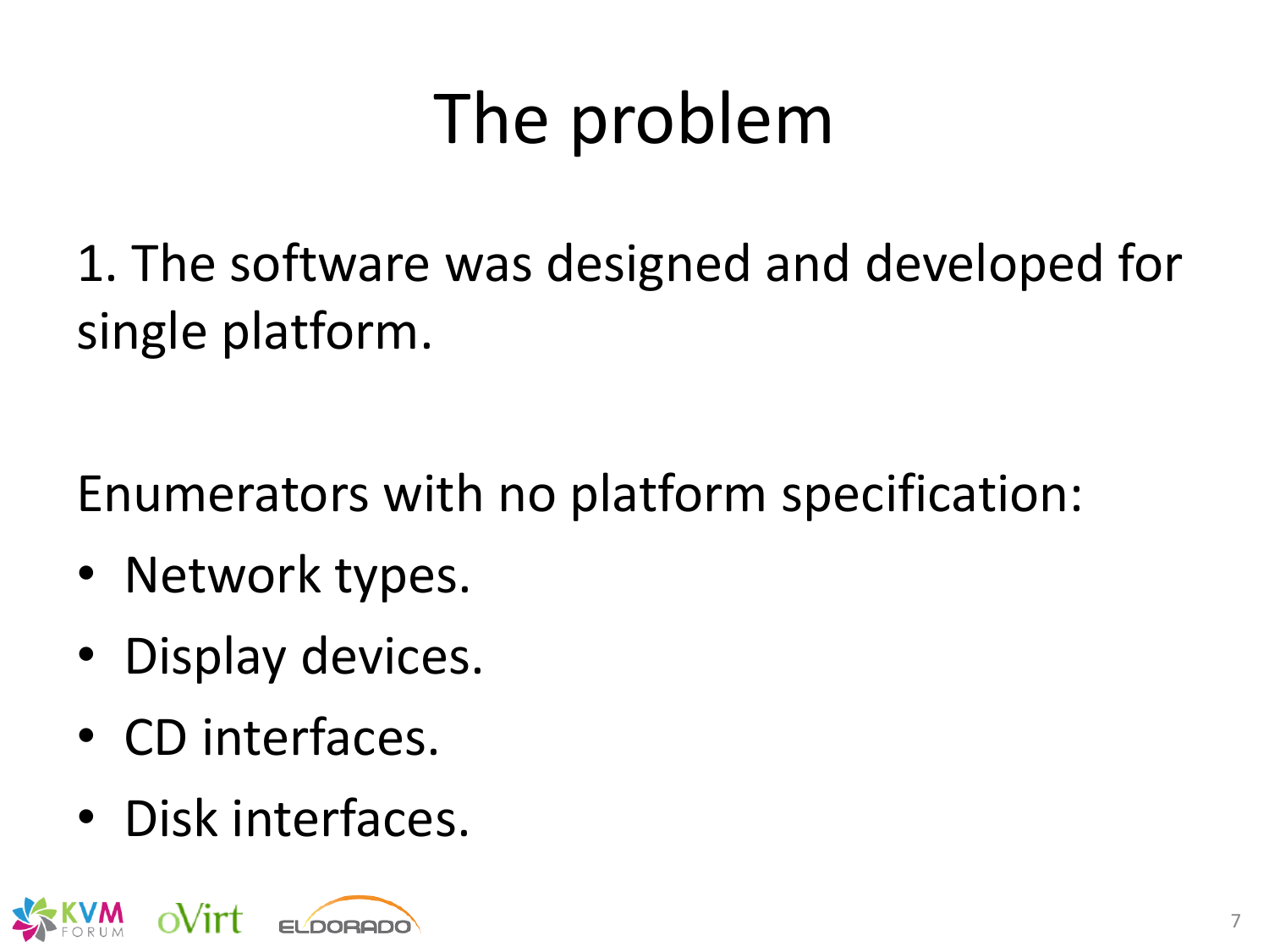# The problem

1. The software was designed and developed for single platform.

Enumerators with no platform specification:

- Network types.
- Display devices.
- CD interfaces.
- Disk interfaces.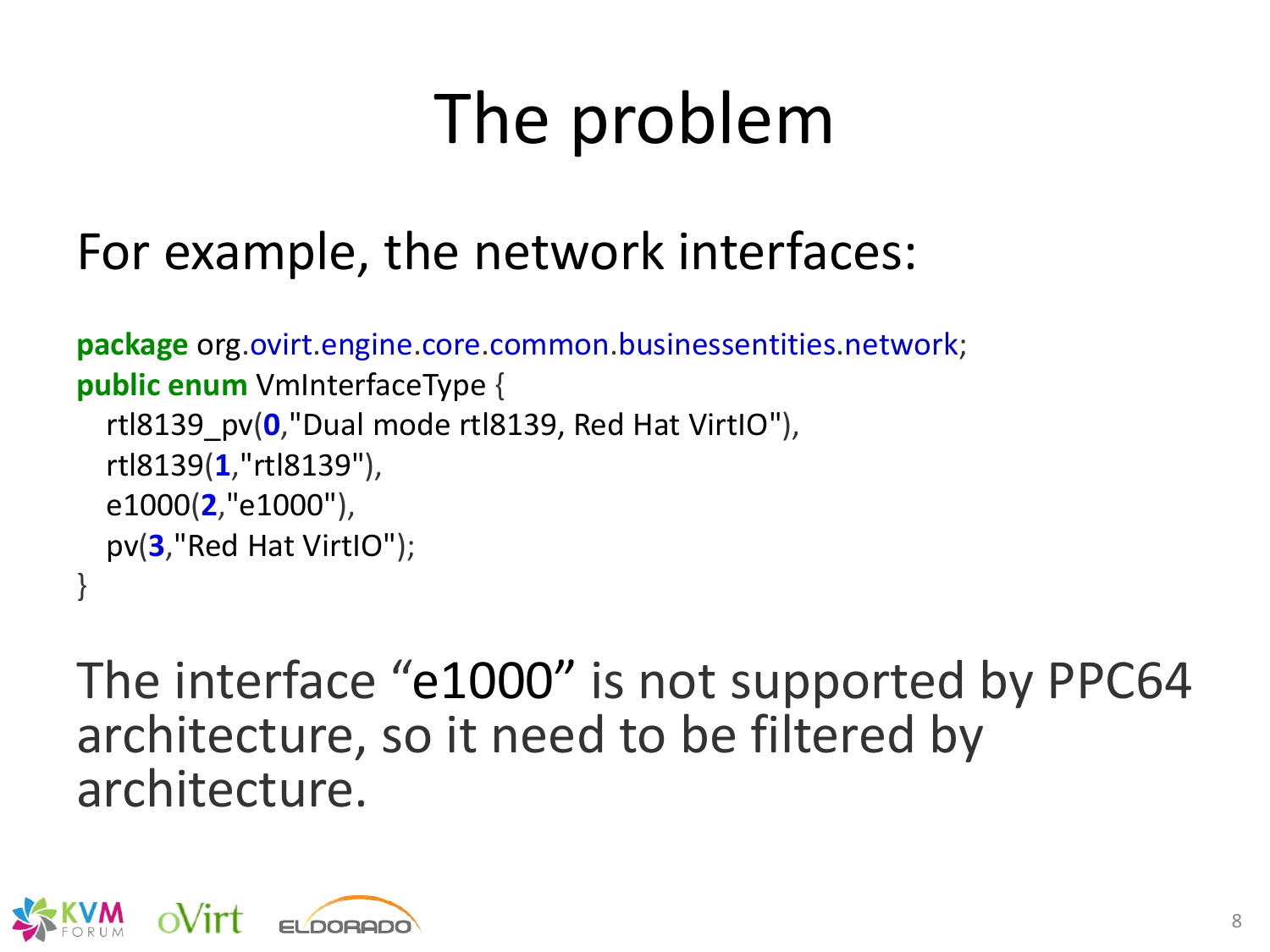# The problem

For example, the network interfaces:

```
package org.ovirt.engine.core.common.businessentities.network;
public enum VmInterfaceType {
   rtl8139_pv(0,"Dual mode rtl8139, Red Hat VirtIO"),
   rtl8139(1,"rtl8139"),
   e1000(2,"e1000"),
   pv(3,"Red Hat VirtIO");
}
```

The interface “e1000” is not supported by PPC64 architecture, so it need to be filtered by architecture.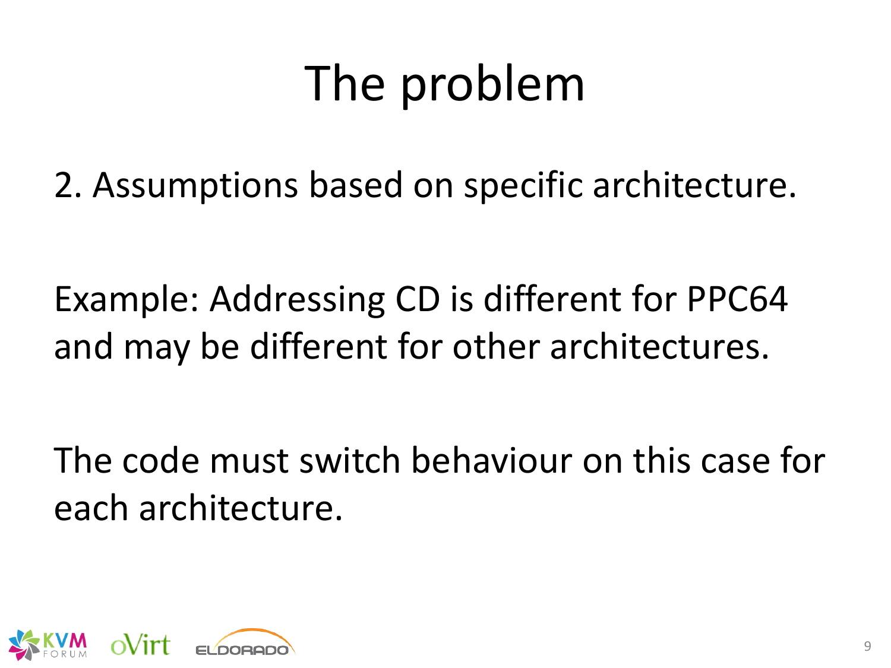# The problem

2. Assumptions based on specific architecture.

Example: Addressing CD is different for PPC64 and may be different for other architectures.

The code must switch behaviour on this case for each architecture.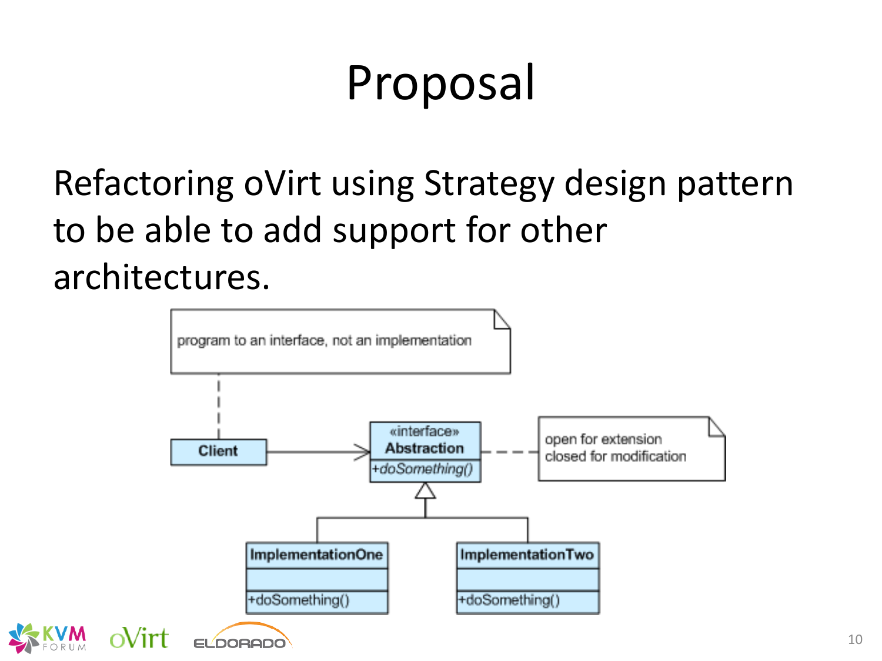# Proposal

Refactoring oVirt using Strategy design pattern to be able to add support for other architectures.

program to an interface, not an implementation

Client

«interface»
**Abstraction**
+*doSomething()*

open for extension
closed for modification

**ImplementationOne**
+doSomething()

**ImplementationTwo**
+doSomething()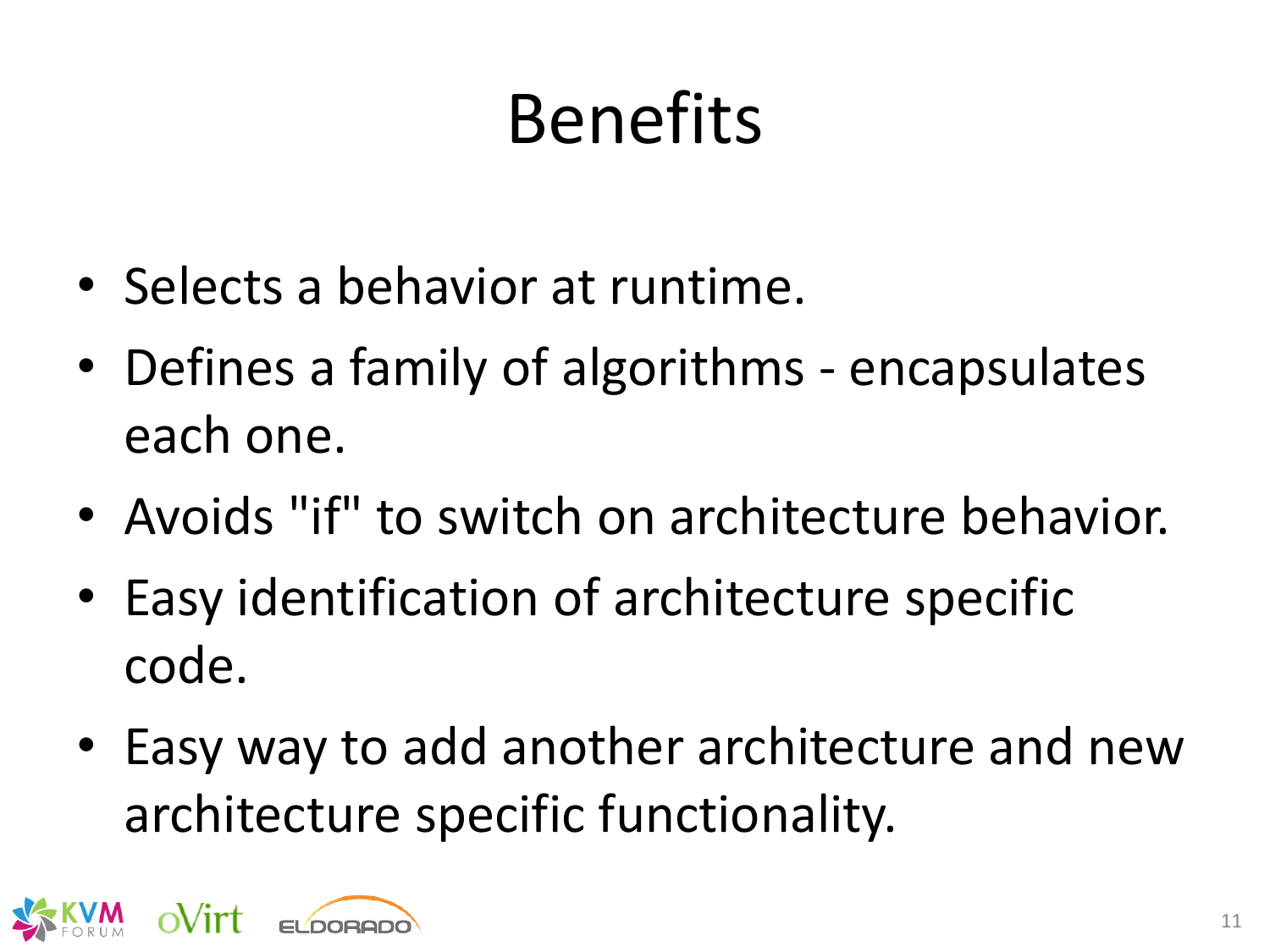# Benefits

- Selects a behavior at runtime.
- Defines a family of algorithms - encapsulates each one.
- Avoids "if" to switch on architecture behavior.
- Easy identification of architecture specific code.
- Easy way to add another architecture and new architecture specific functionality.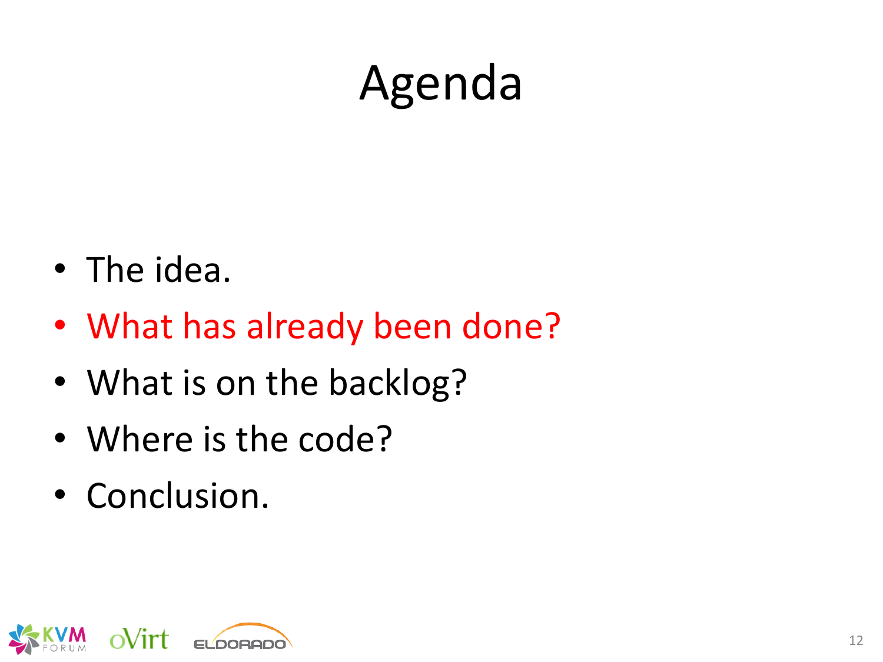# Agenda

- The idea.
- What has already been done?
- What is on the backlog?
- Where is the code?
- Conclusion.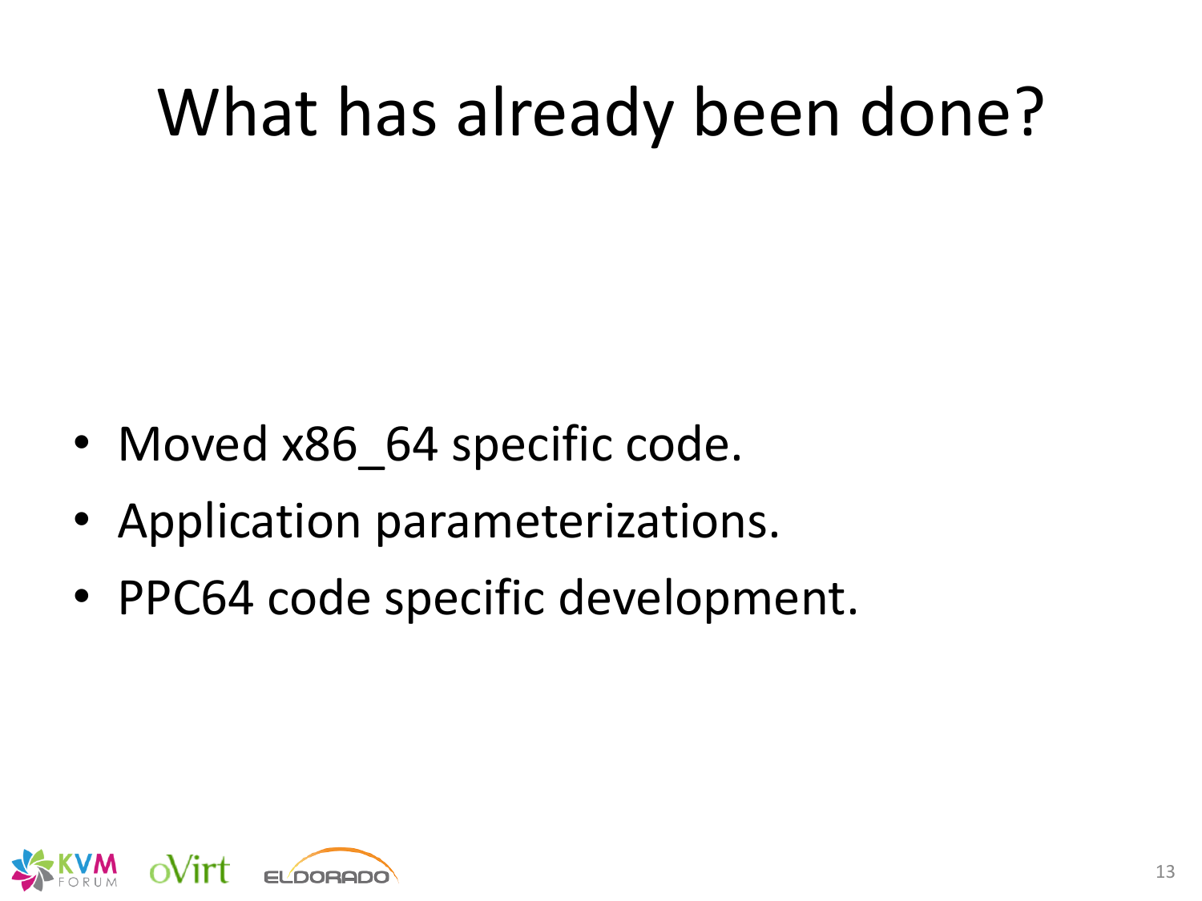# What has already been done?

- Moved x86_64 specific code.
- Application parameterizations.
- PPC64 code specific development.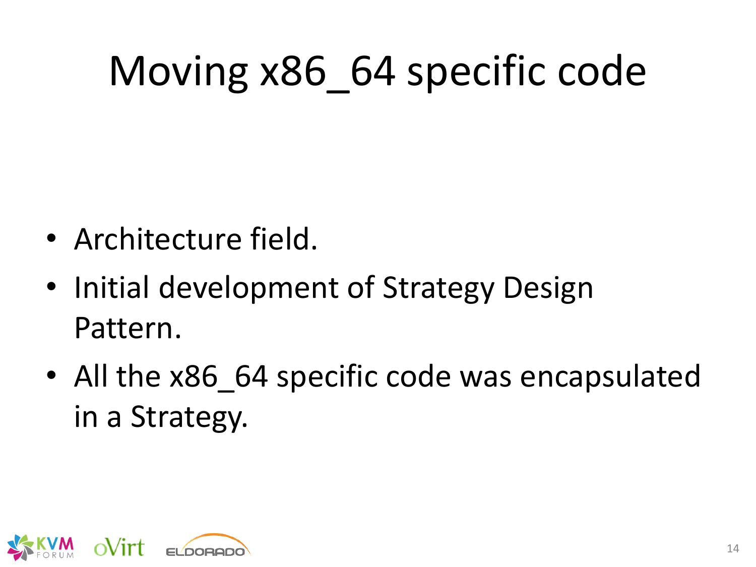# Moving x86_64 specific code

- Architecture field.
- Initial development of Strategy Design Pattern.
- All the x86_64 specific code was encapsulated in a Strategy.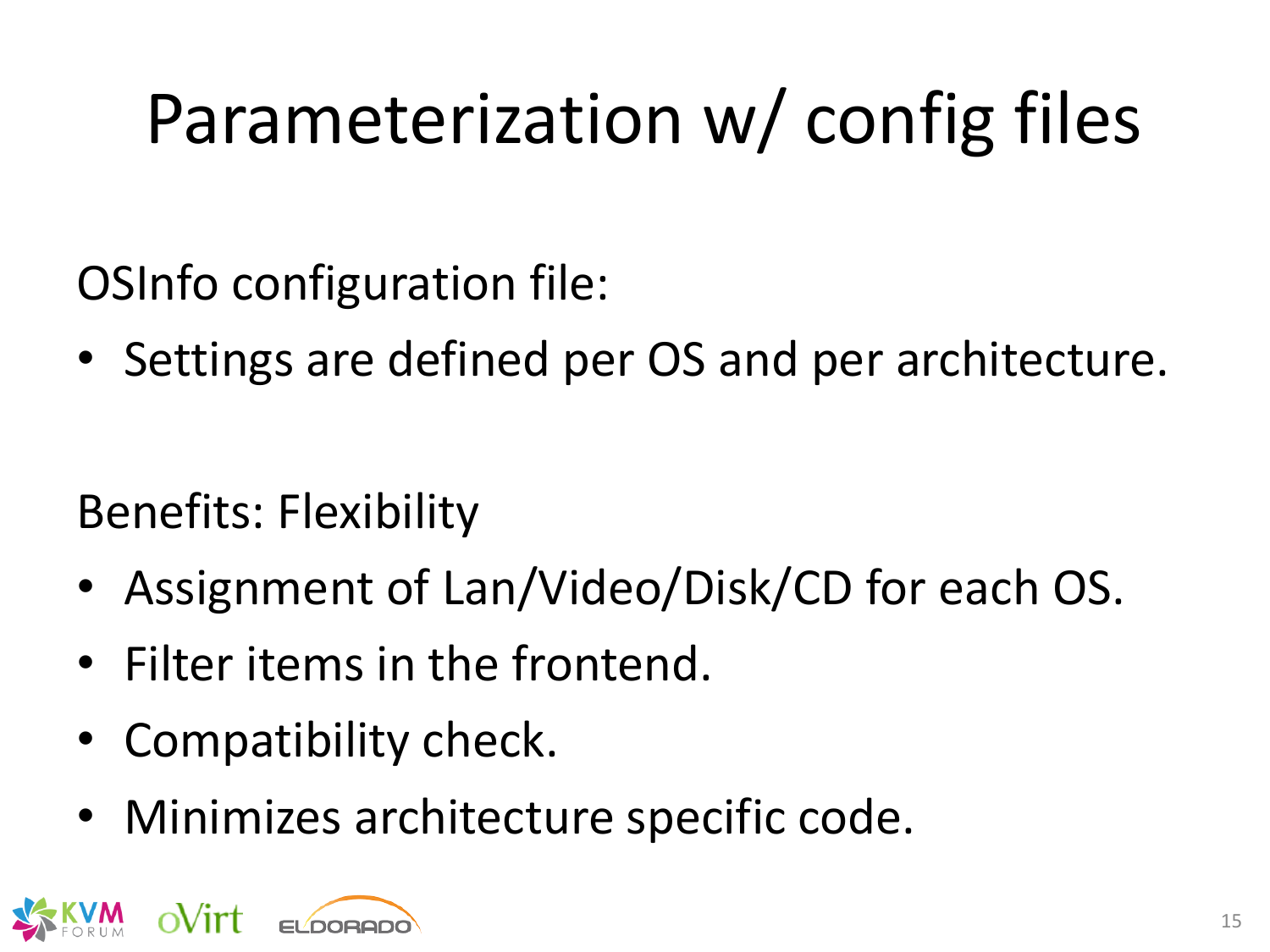# Parameterization w/ config files

OSInfo configuration file:

- Settings are defined per OS and per architecture.

Benefits: Flexibility

- Assignment of Lan/Video/Disk/CD for each OS.
- Filter items in the frontend.
- Compatibility check.
- Minimizes architecture specific code.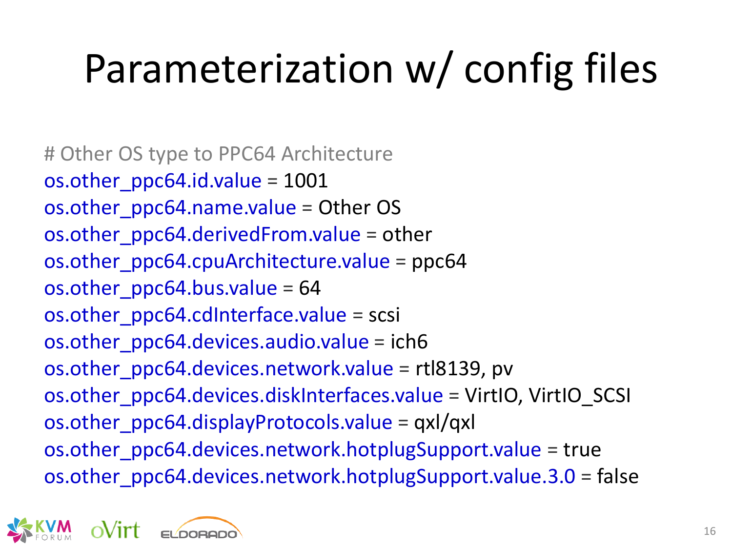# Parameterization w/ config files

```
# Other OS type to PPC64 Architecture
os.other_ppc64.id.value = 1001
os.other_ppc64.name.value = Other OS
os.other_ppc64.derivedFrom.value = other
os.other_ppc64.cpuArchitecture.value = ppc64
os.other_ppc64.bus.value = 64
os.other_ppc64.cdInterface.value = scsi
os.other_ppc64.devices.audio.value = ich6
os.other_ppc64.devices.network.value = rtl8139, pv
os.other_ppc64.devices.diskInterfaces.value = VirtIO, VirtIO_SCSI
os.other_ppc64.displayProtocols.value = qxl/qxl
os.other_ppc64.devices.network.hotplugSupport.value = true
os.other_ppc64.devices.network.hotplugSupport.value.3.0 = false
```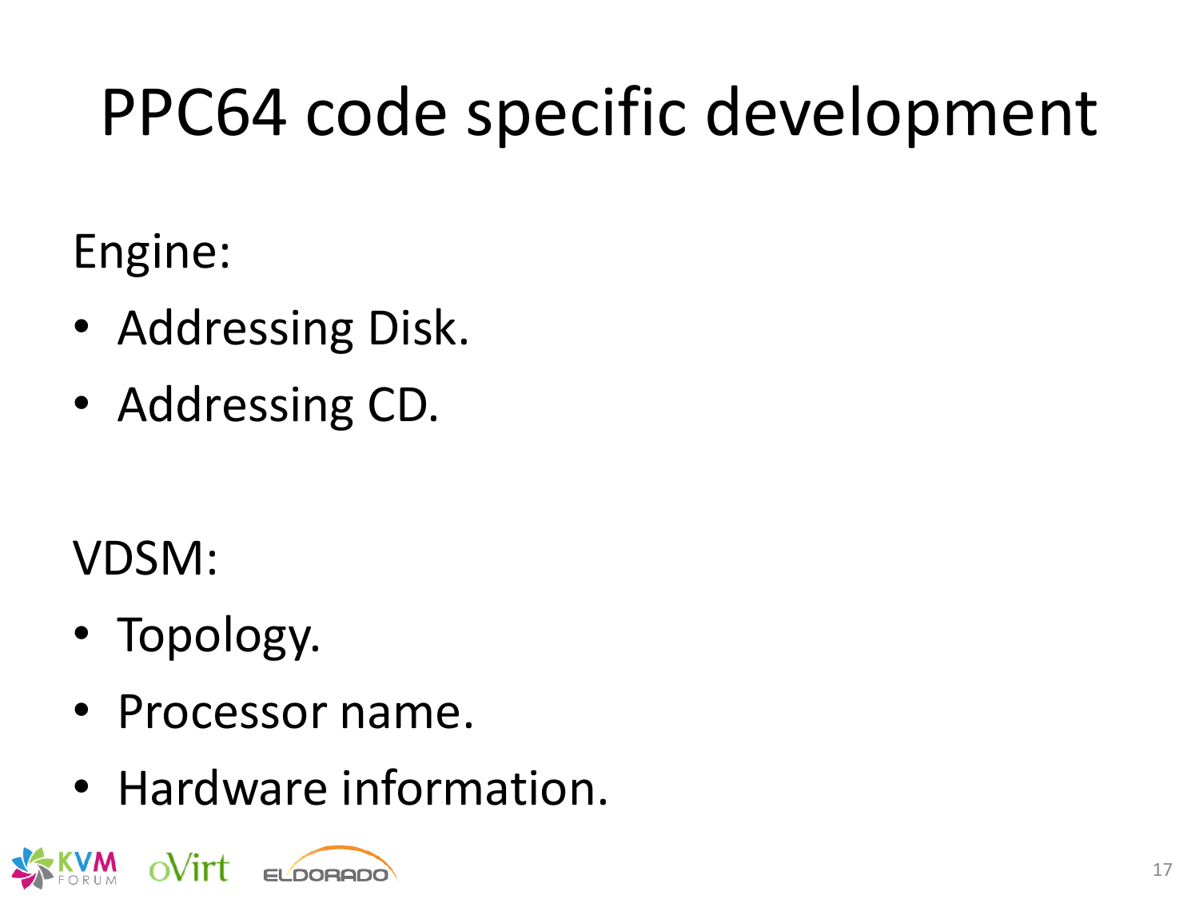# PPC64 code specific development

Engine:

- Addressing Disk.
- Addressing CD.

VDSM:

- Topology.
- Processor name.
- Hardware information.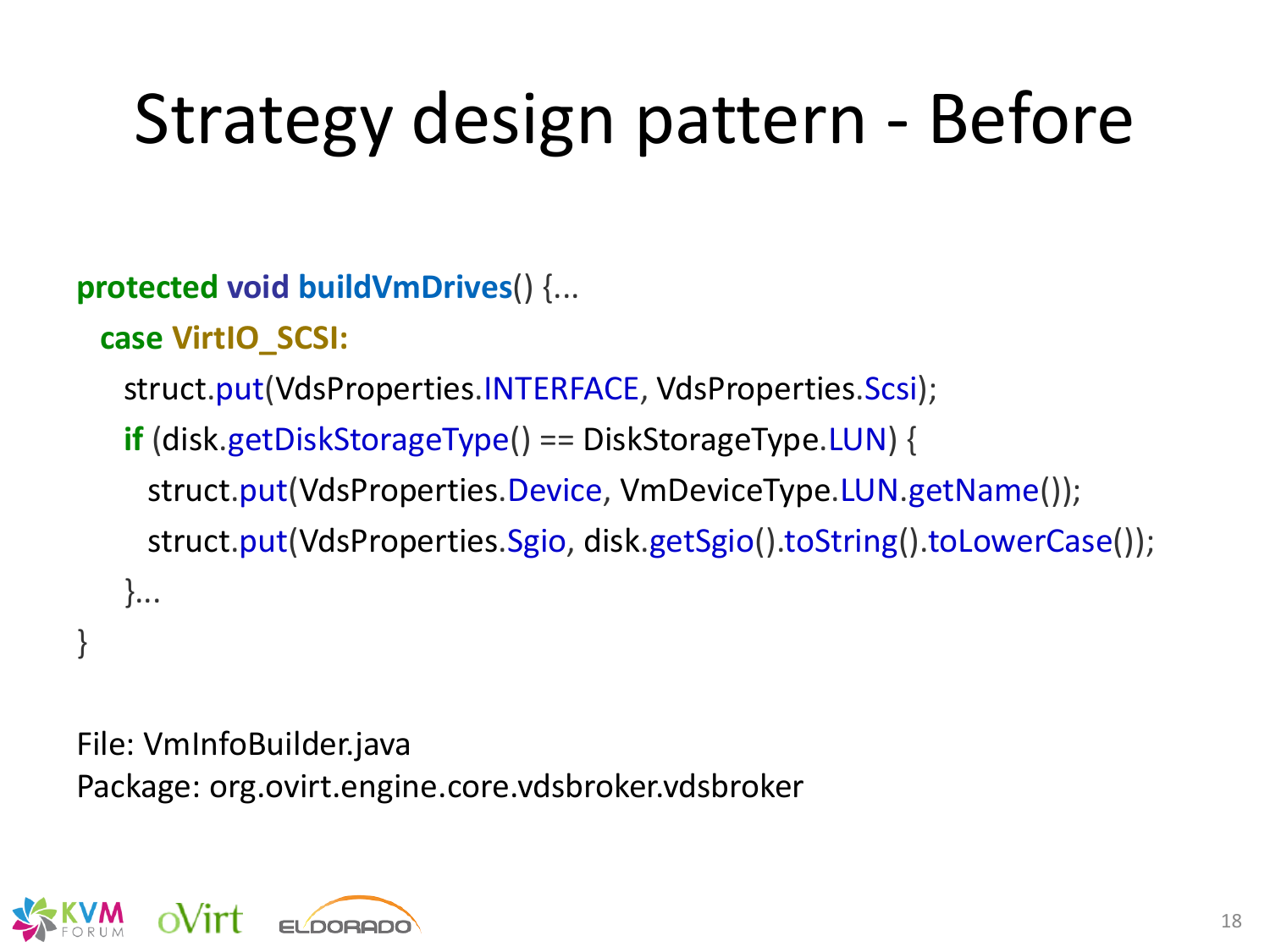# Strategy design pattern - Before

```
protected void buildVmDrives() {...
  case VirtIO_SCSI:
    struct.put(VdsProperties.INTERFACE, VdsProperties.Scsi);
    if (disk.getDiskStorageType() == DiskStorageType.LUN) {
      struct.put(VdsProperties.Device, VmDeviceType.LUN.getName());
      struct.put(VdsProperties.Sgio, disk.getSgio().toString().toLowerCase());
    }...
}
```

File: VmInfoBuilder.java
Package: org.ovirt.engine.core.vdsbroker.vdsbroker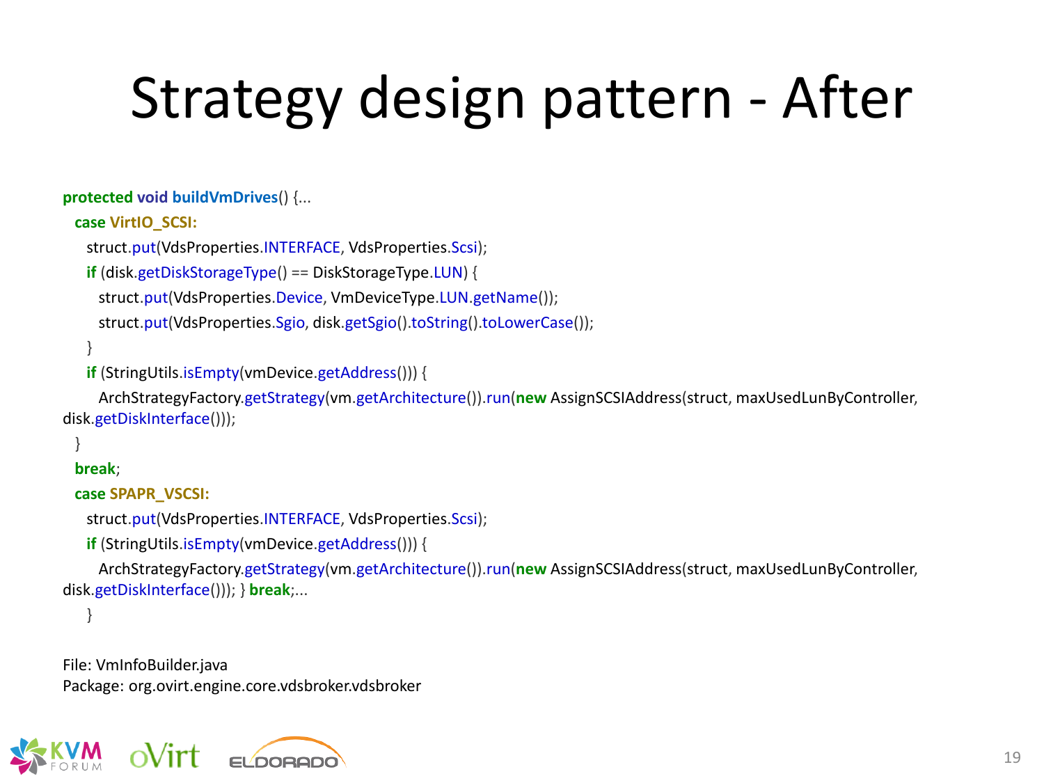# Strategy design pattern - After

```
protected void buildVmDrives() {...
  case VirtIO_SCSI:
    struct.put(VdsProperties.INTERFACE, VdsProperties.Scsi);
    if (disk.getDiskStorageType() == DiskStorageType.LUN) {
      struct.put(VdsProperties.Device, VmDeviceType.LUN.getName());
      struct.put(VdsProperties.Sgio, disk.getSgio().toString().toLowerCase());
    }
    if (StringUtils.isEmpty(vmDevice.getAddress())) {
      ArchStrategyFactory.getStrategy(vm.getArchitecture()).run(new AssignSCSIAddress(struct, maxUsedLunByController,
disk.getDiskInterface()));
  }
  break;
  case SPAPR_VSCSI:
    struct.put(VdsProperties.INTERFACE, VdsProperties.Scsi);
    if (StringUtils.isEmpty(vmDevice.getAddress())) {
      ArchStrategyFactory.getStrategy(vm.getArchitecture()).run(new AssignSCSIAddress(struct, maxUsedLunByController,
disk.getDiskInterface())); } break;...
    }
```

File: VmInfoBuilder.java
Package: org.ovirt.engine.core.vdsbroker.vdsbroker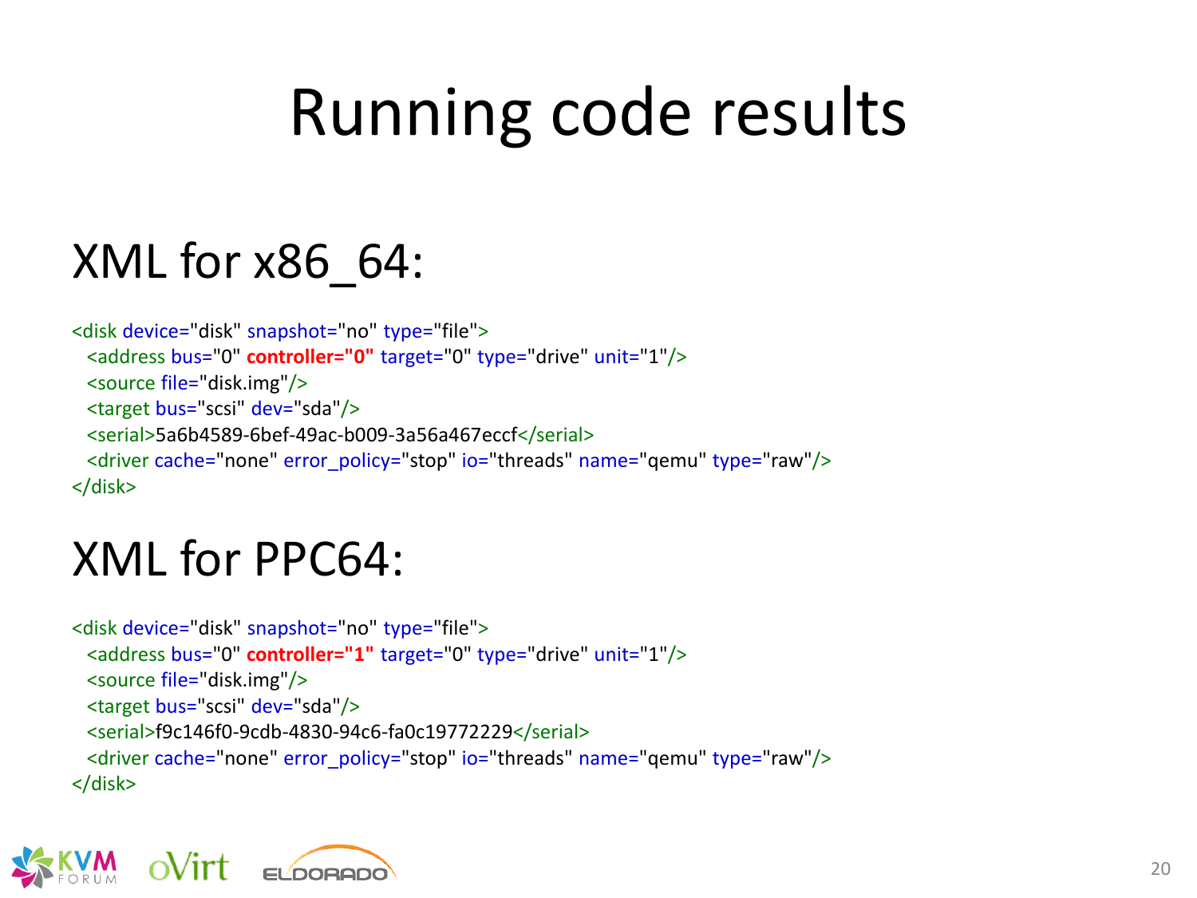# Running code results

## XML for x86_64:

```
<disk device="disk" snapshot="no" type="file">
  <address bus="0" controller="0" target="0" type="drive" unit="1"/>
  <source file="disk.img"/>
  <target bus="scsi" dev="sda"/>
  <serial>5a6b4589-6bef-49ac-b009-3a56a467eccf</serial>
  <driver cache="none" error_policy="stop" io="threads" name="qemu" type="raw"/>
</disk>
```

## XML for PPC64:

```
<disk device="disk" snapshot="no" type="file">
  <address bus="0" controller="1" target="0" type="drive" unit="1"/>
  <source file="disk.img"/>
  <target bus="scsi" dev="sda"/>
  <serial>f9c146f0-9cdb-4830-94c6-fa0c19772229</serial>
  <driver cache="none" error_policy="stop" io="threads" name="qemu" type="raw"/>
</disk>
```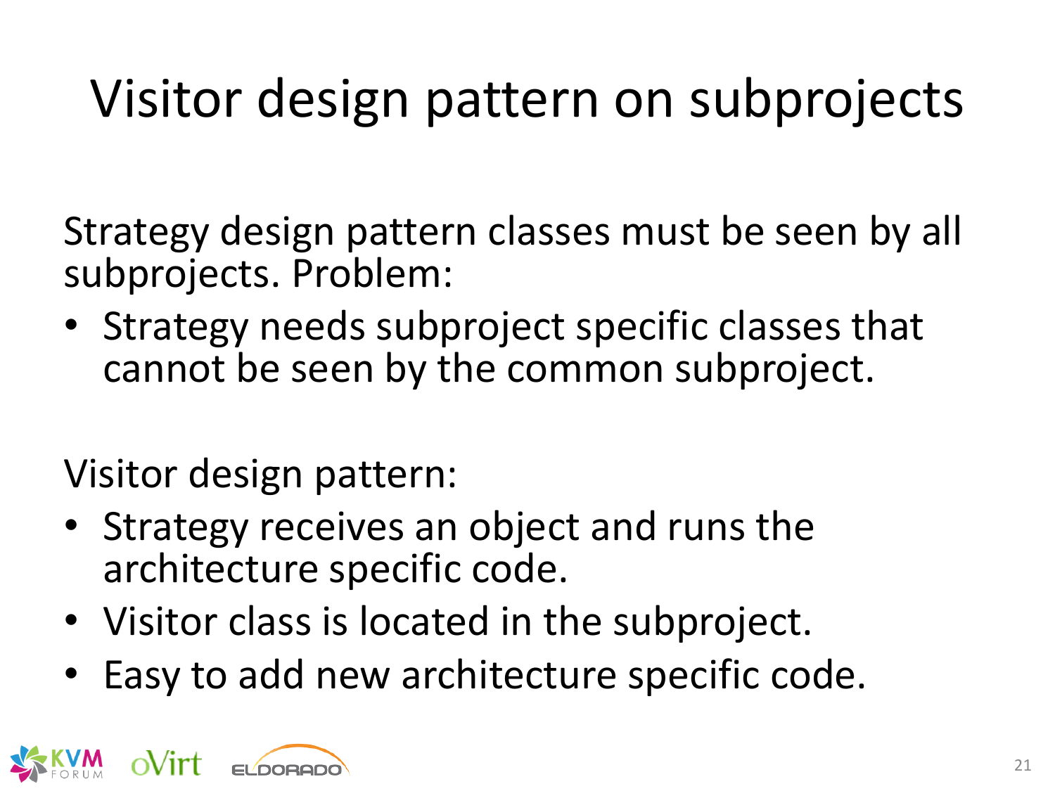# Visitor design pattern on subprojects

Strategy design pattern classes must be seen by all subprojects. Problem:

- Strategy needs subproject specific classes that cannot be seen by the common subproject.

Visitor design pattern:

- Strategy receives an object and runs the architecture specific code.
- Visitor class is located in the subproject.
- Easy to add new architecture specific code.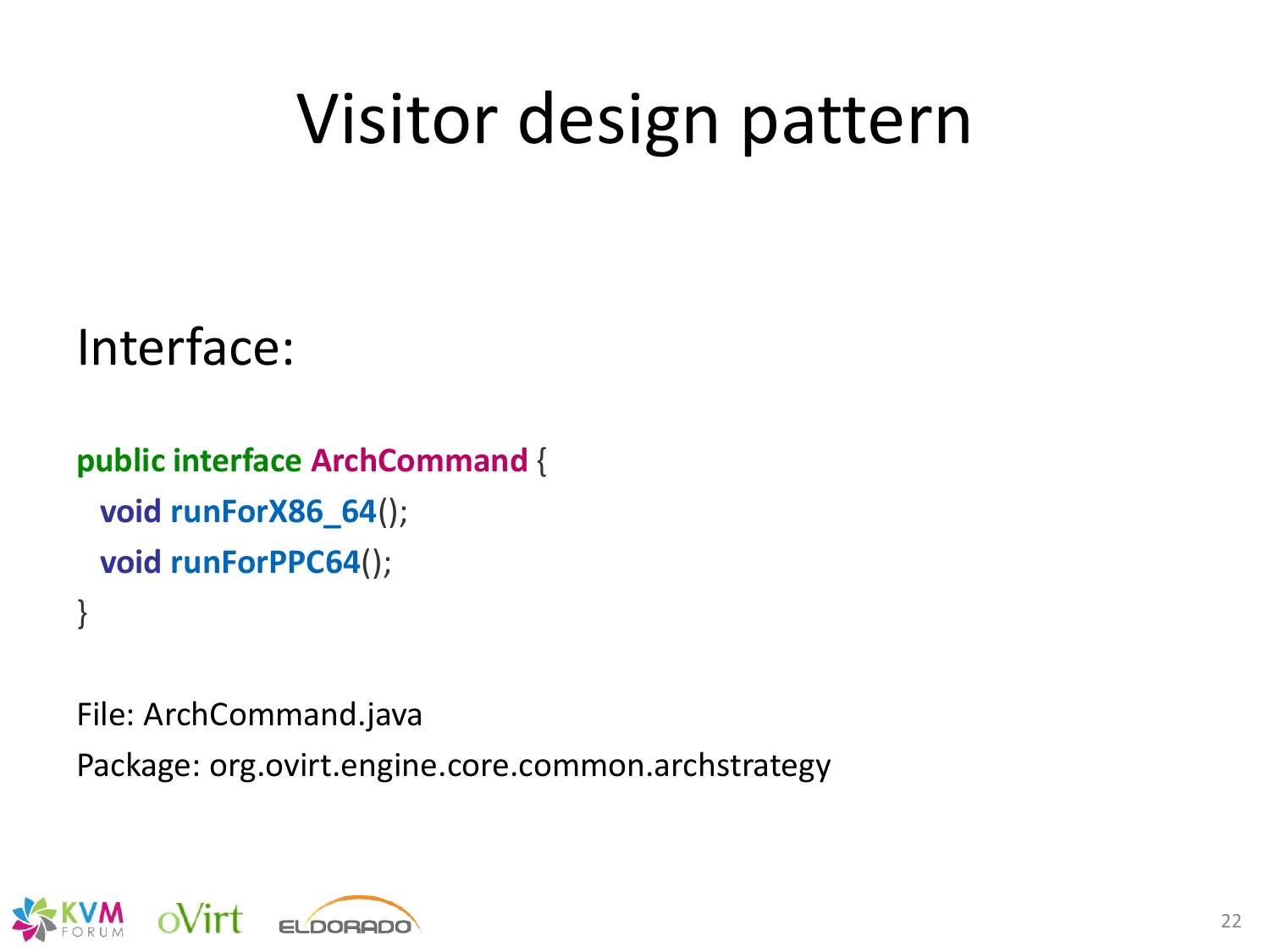# Visitor design pattern

Interface:

```
public interface ArchCommand {
  void runForX86_64();
  void runForPPC64();
}
```

File: ArchCommand.java

Package: org.ovirt.engine.core.common.archstrategy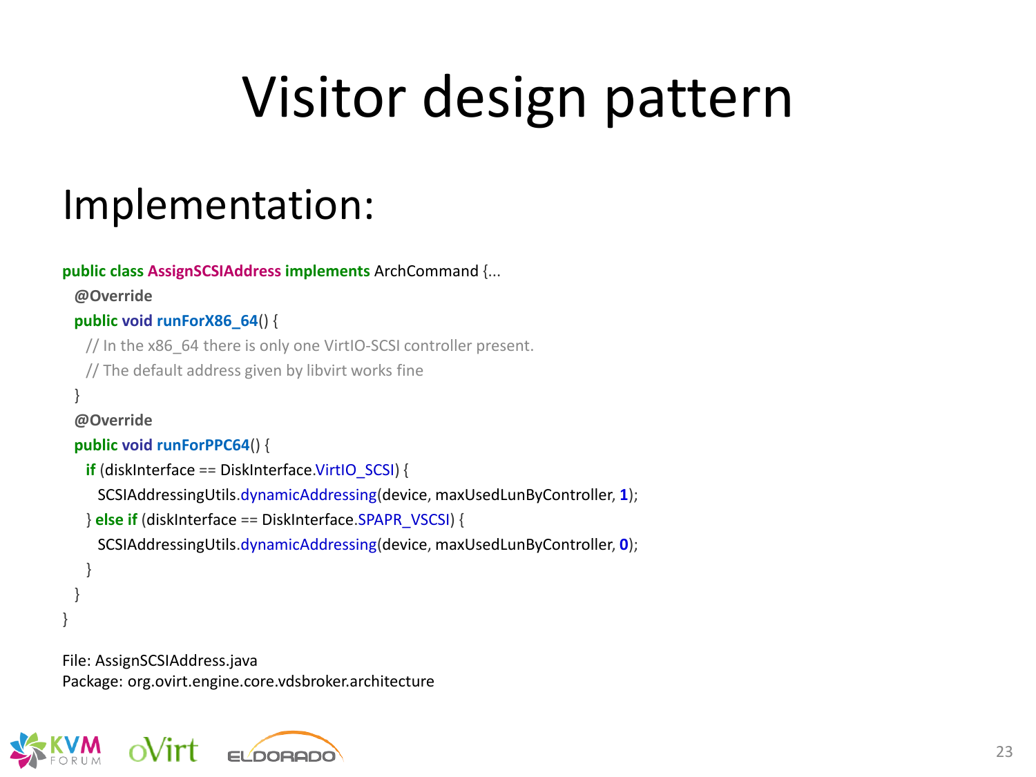# Visitor design pattern

## Implementation:

```java
public class AssignSCSIAddress implements ArchCommand {...
  @Override
  public void runForX86_64() {
    // In the x86_64 there is only one VirtIO-SCSI controller present.
    // The default address given by libvirt works fine
  }
  @Override
  public void runForPPC64() {
    if (diskInterface == DiskInterface.VirtIO_SCSI) {
      SCSIAddressingUtils.dynamicAddressing(device, maxUsedLunByController, 1);
    } else if (diskInterface == DiskInterface.SPAPR_VSCSI) {
      SCSIAddressingUtils.dynamicAddressing(device, maxUsedLunByController, 0);
    }
  }
}
```

File: AssignSCSIAddress.java
Package: org.ovirt.engine.core.vdsbroker.architecture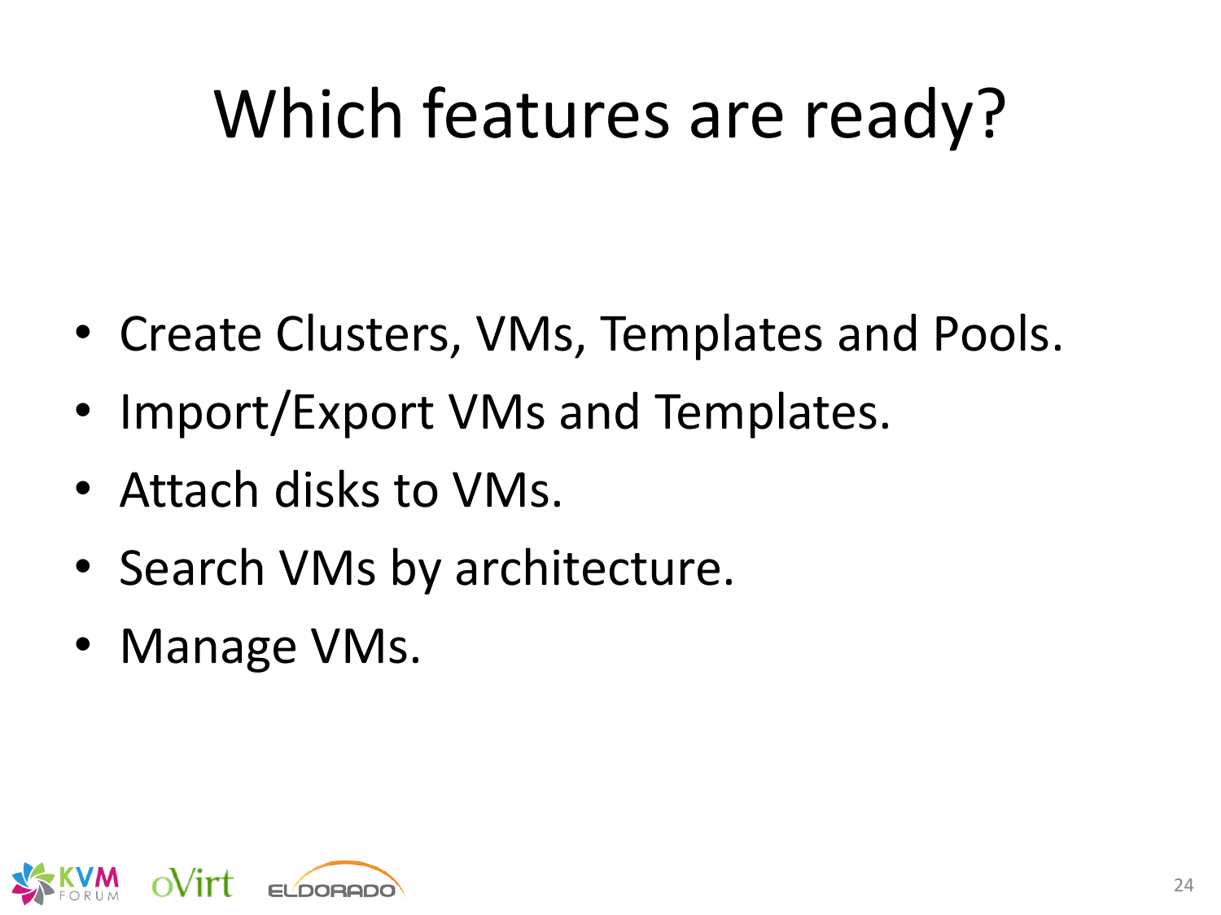# Which features are ready?

- Create Clusters, VMs, Templates and Pools.
- Import/Export VMs and Templates.
- Attach disks to VMs.
- Search VMs by architecture.
- Manage VMs.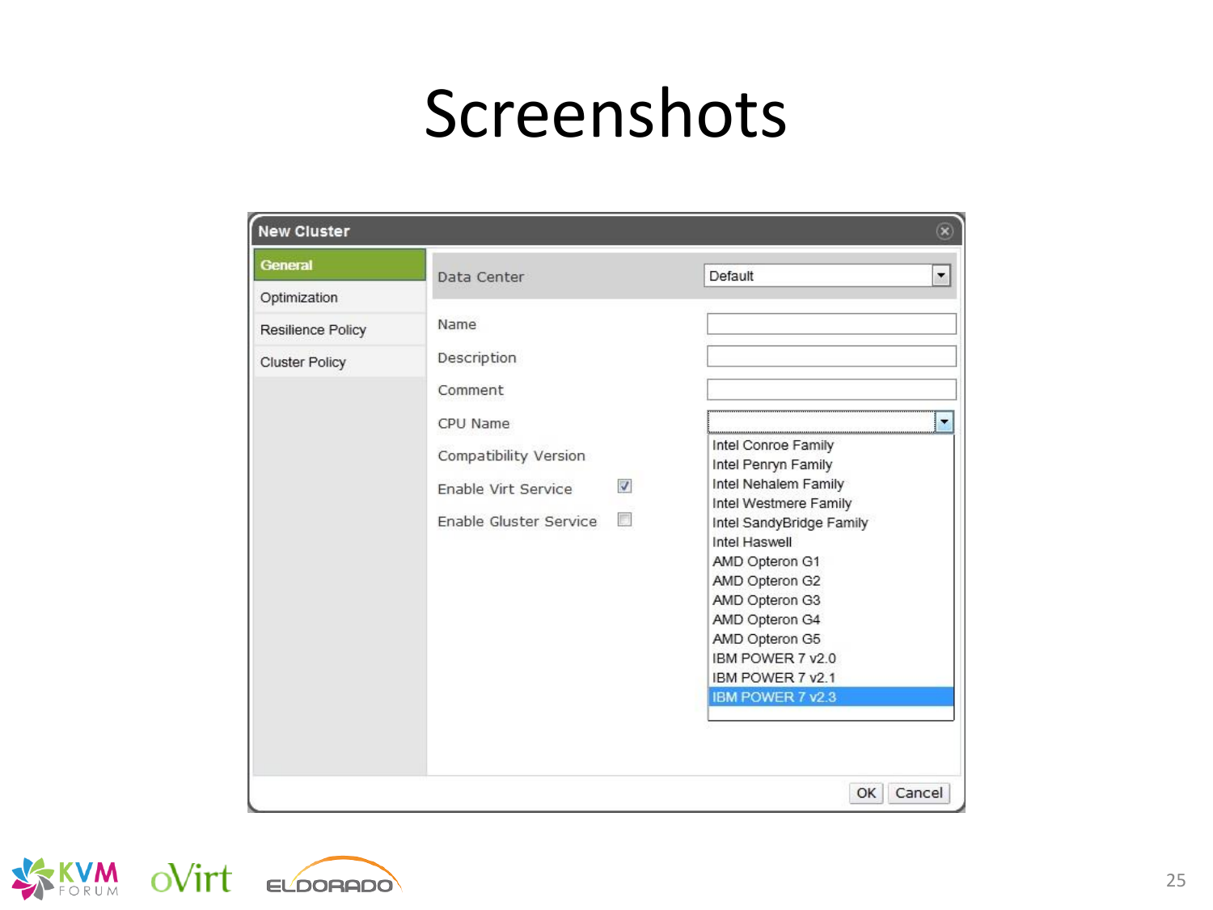# Screenshots

**New Cluster**

- General
- Optimization
- Resilience Policy
- Cluster Policy

| | |
|---|---|
| Data Center | Default |
| Name | |
| Description | |
| Comment | |
| CPU Name | |
| Compatibility Version | |
| Enable Virt Service | ☑ |
| Enable Gluster Service | ☐ |

CPU Name options:

- Intel Conroe Family
- Intel Penryn Family
- Intel Nehalem Family
- Intel Westmere Family
- Intel SandyBridge Family
- Intel Haswell
- AMD Opteron G1
- AMD Opteron G2
- AMD Opteron G3
- AMD Opteron G4
- AMD Opteron G5
- IBM POWER 7 v2.0
- IBM POWER 7 v2.1
- IBM POWER 7 v2.3

OK | Cancel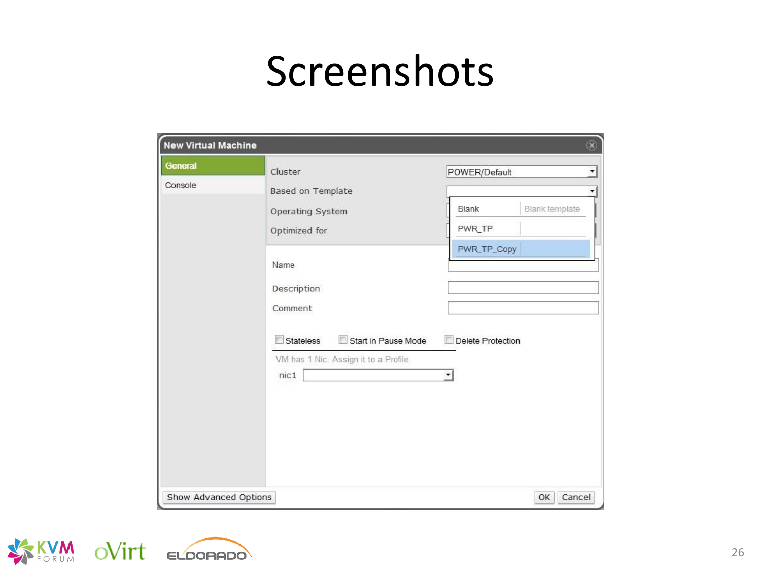# Screenshots

New Virtual Machine

General

Console

Cluster POWER/Default

Based on Template

Operating System

Optimized for

Blank Blank template

PWR_TP

PWR_TP_Copy

Name

Description

Comment

Stateless Start in Pause Mode Delete Protection

VM has 1 Nic. Assign it to a Profile.

nic1

Show Advanced Options OK Cancel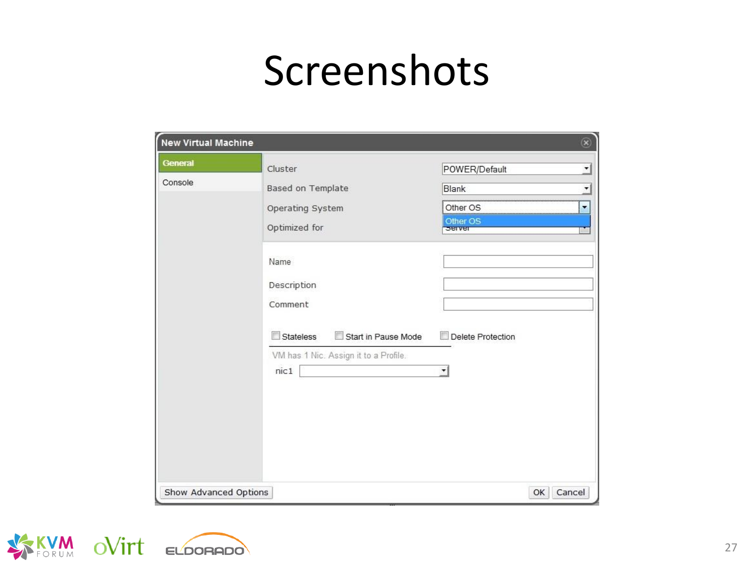# Screenshots

**New Virtual Machine**

- General
- Console

| | |
|---|---|
| Cluster | POWER/Default |
| Based on Template | Blank |
| Operating System | Other OS |
| Optimized for | Server |

| | |
|---|---|
| Name | |
| Description | |
| Comment | |

- [ ] Stateless
- [ ] Start in Pause Mode
- [ ] Delete Protection

VM has 1 Nic. Assign it to a Profile.

nic1

Show Advanced Options

OK Cancel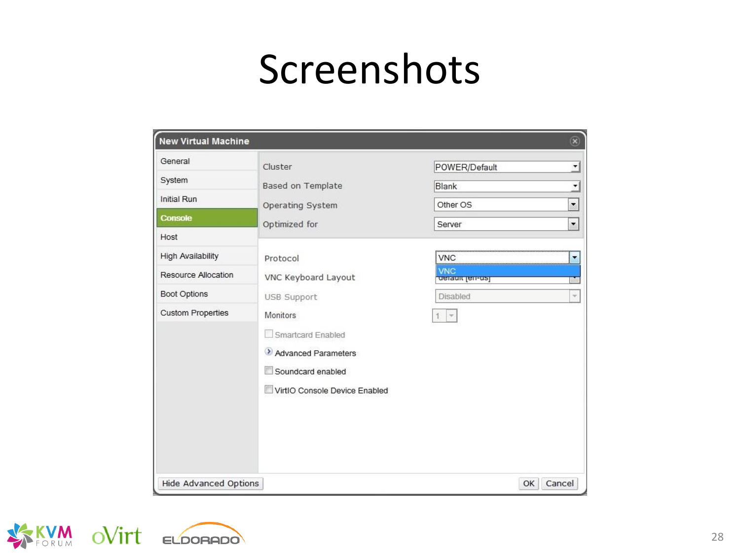# Screenshots

New Virtual Machine

- General
- System
- Initial Run
- **Console**
- Host
- High Availability
- Resource Allocation
- Boot Options
- Custom Properties

| | |
|---|---|
| Cluster | POWER/Default |
| Based on Template | Blank |
| Operating System | Other OS |
| Optimized for | Server |

| | |
|---|---|
| Protocol | VNC |
| VNC Keyboard Layout | default [en-us] |
| USB Support | Disabled |
| Monitors | 1 |

- Smartcard Enabled
- Advanced Parameters
- Soundcard enabled
- VirtIO Console Device Enabled

Hide Advanced Options | OK | Cancel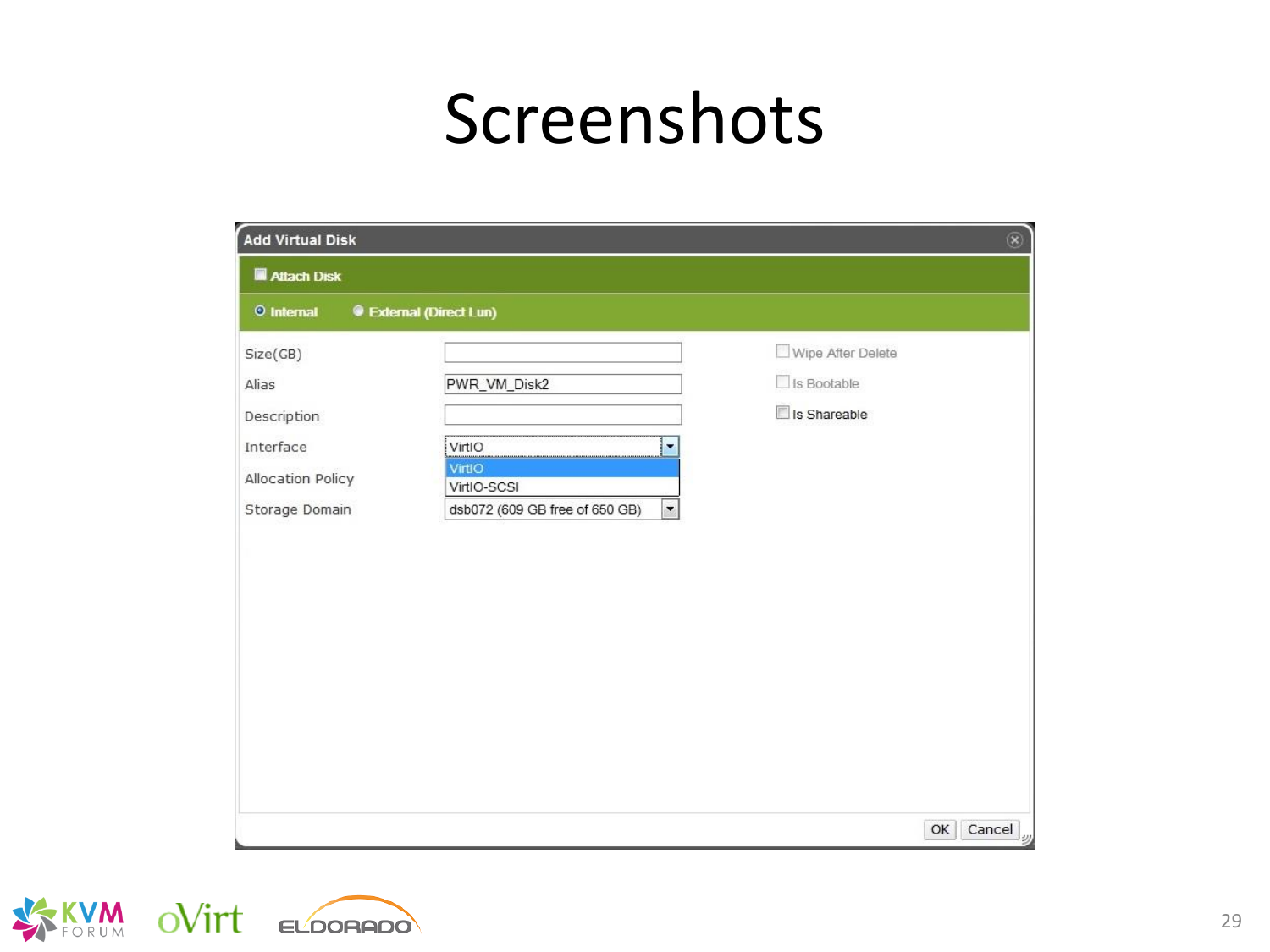# Screenshots

Add Virtual Disk

Attach Disk

Internal External (Direct Lun)

| | | |
|---|---|---|
| Size(GB) | | Wipe After Delete |
| Alias | PWR_VM_Disk2 | Is Bootable |
| Description | | Is Shareable |
| Interface | VirtIO (VirtIO, VirtIO-SCSI) | |
| Allocation Policy | | |
| Storage Domain | dsb072 (609 GB free of 650 GB) | |

OK Cancel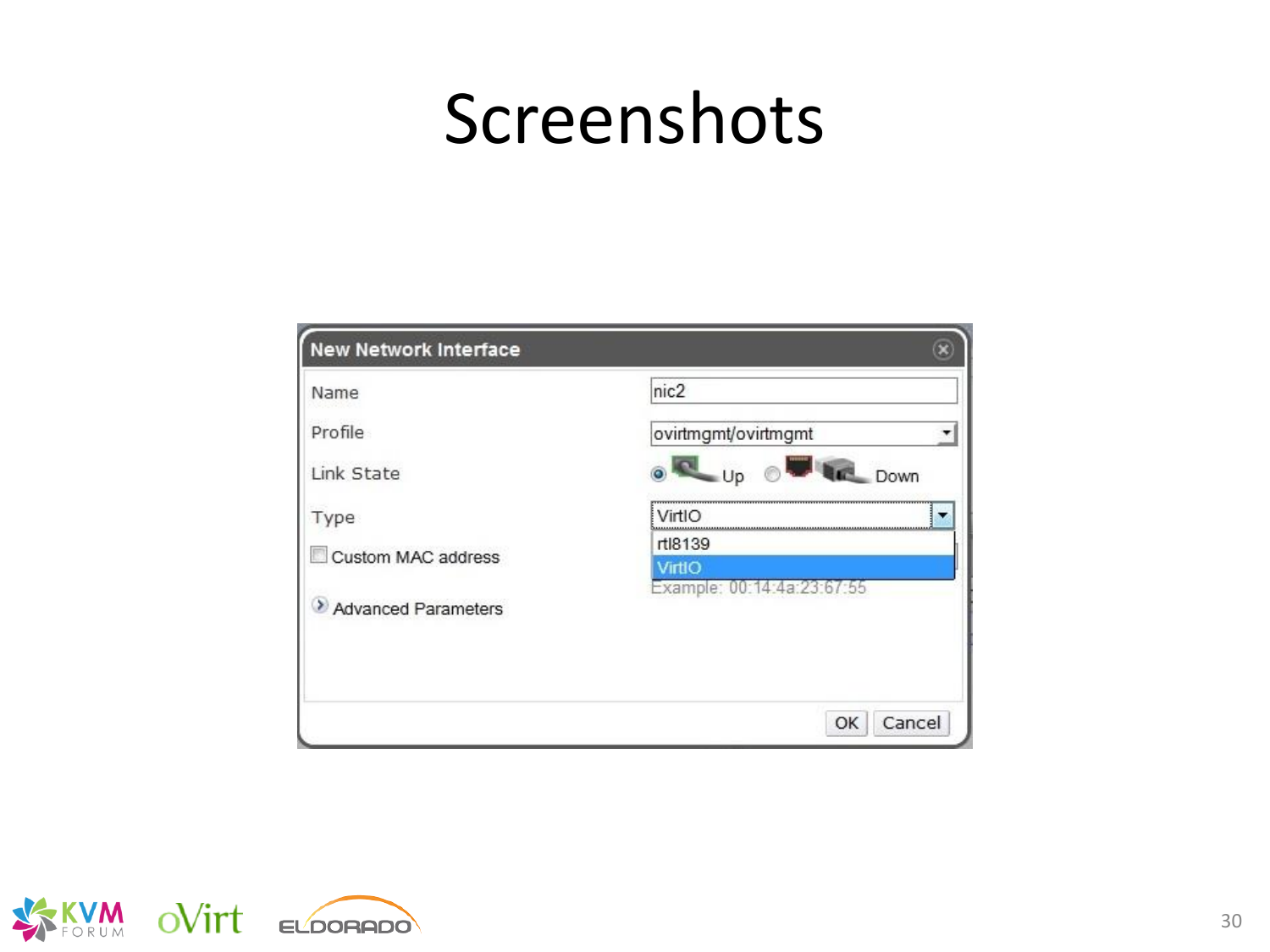# Screenshots

New Network Interface

Name: nic2

Profile: ovirtmgmt/ovirtmgmt

Link State: Up / Down

Type: VirtIO

- rtl8139
- VirtIO

Custom MAC address

Example: 00:14:4a:23:67:55

Advanced Parameters

OK Cancel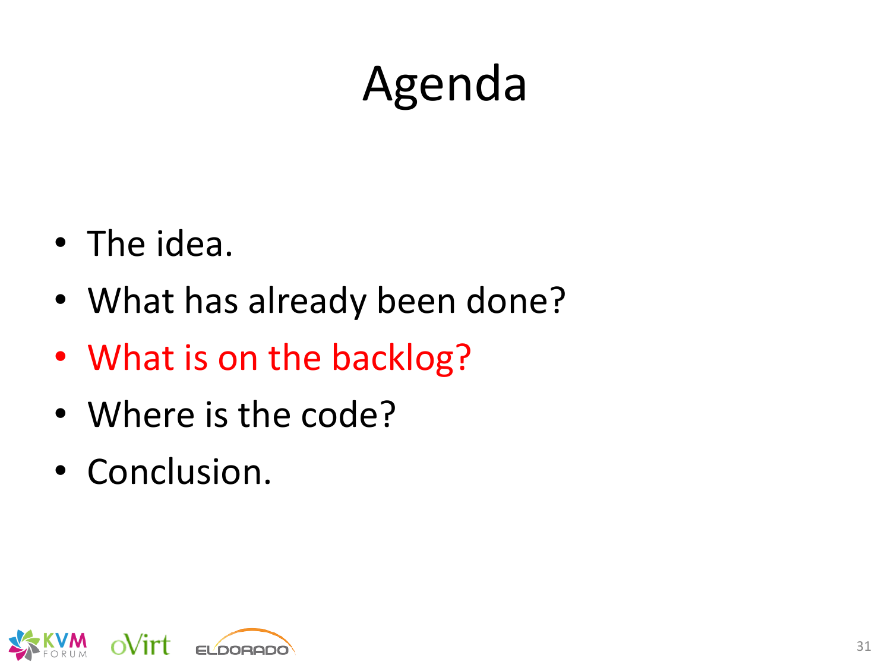# Agenda

- The idea.
- What has already been done?
- What is on the backlog?
- Where is the code?
- Conclusion.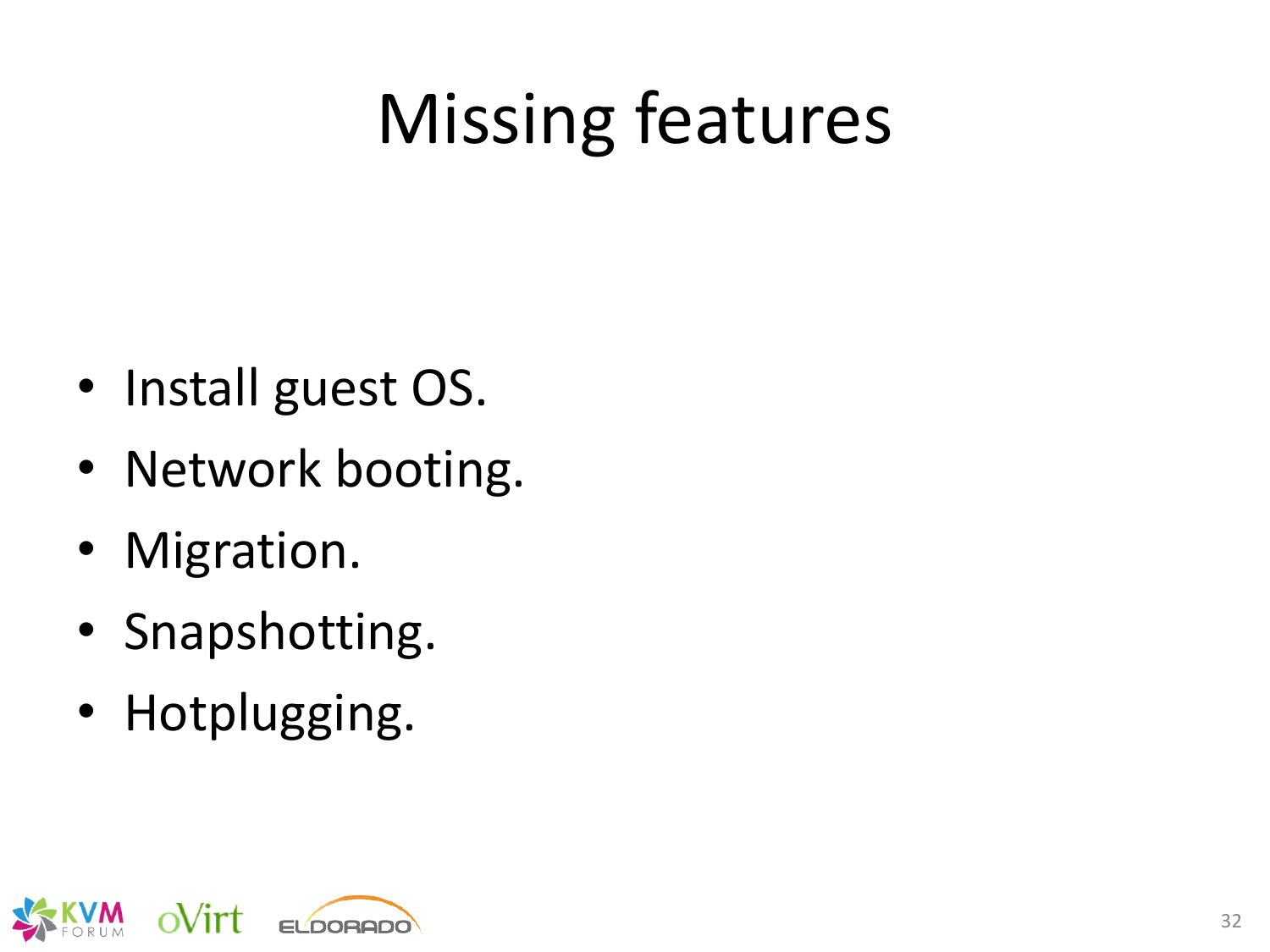# Missing features

- Install guest OS.
- Network booting.
- Migration.
- Snapshotting.
- Hotplugging.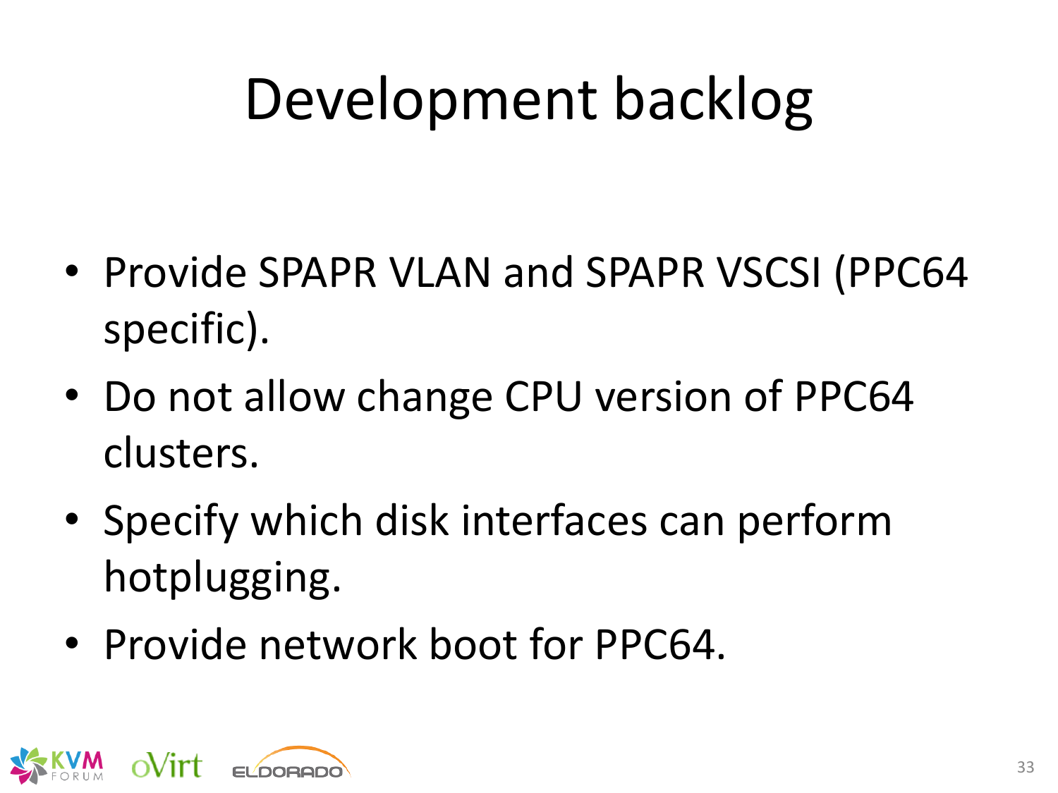# Development backlog

- Provide SPAPR VLAN and SPAPR VSCSI (PPC64 specific).
- Do not allow change CPU version of PPC64 clusters.
- Specify which disk interfaces can perform hotplugging.
- Provide network boot for PPC64.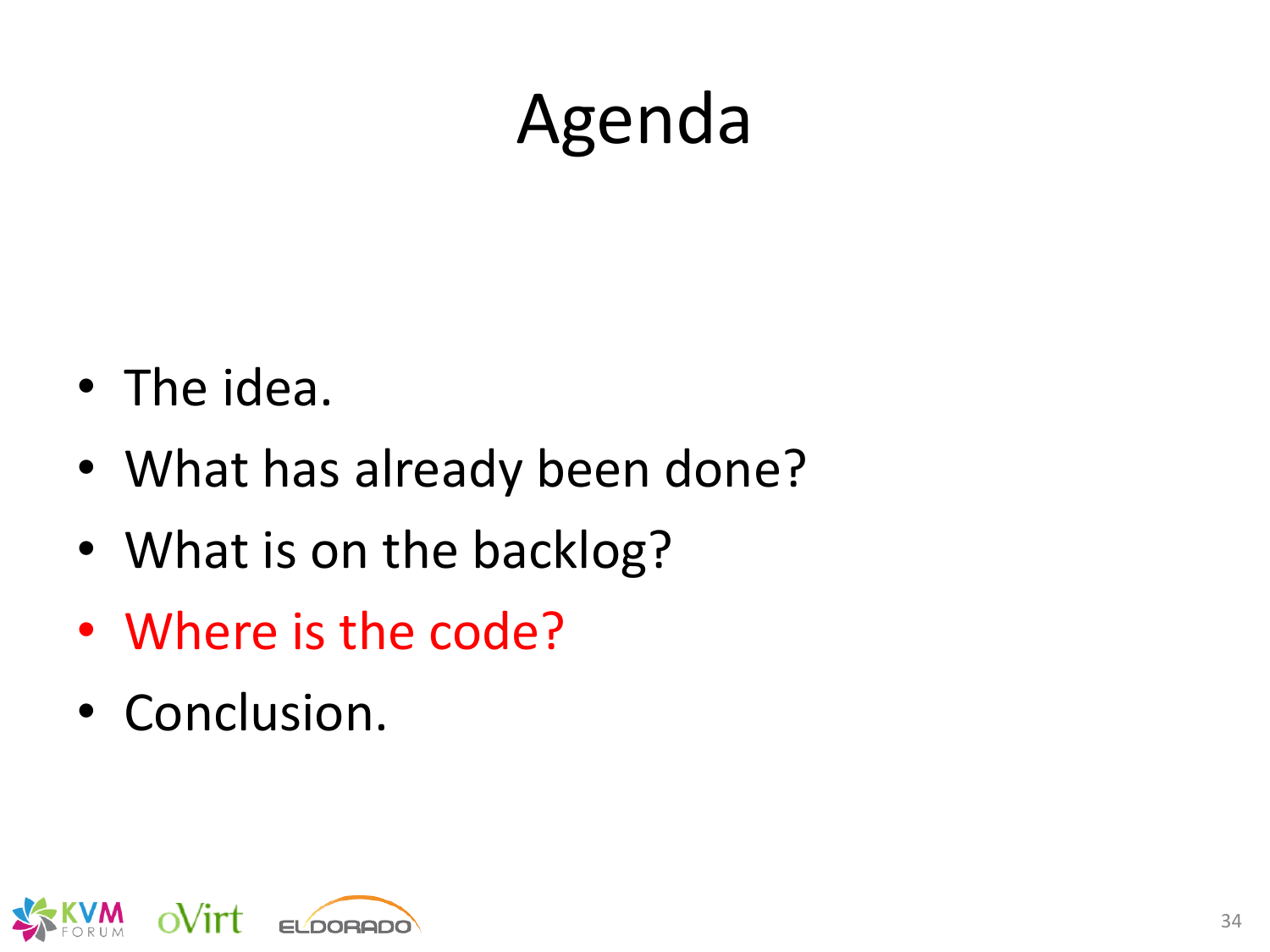# Agenda

- The idea.
- What has already been done?
- What is on the backlog?
- Where is the code?
- Conclusion.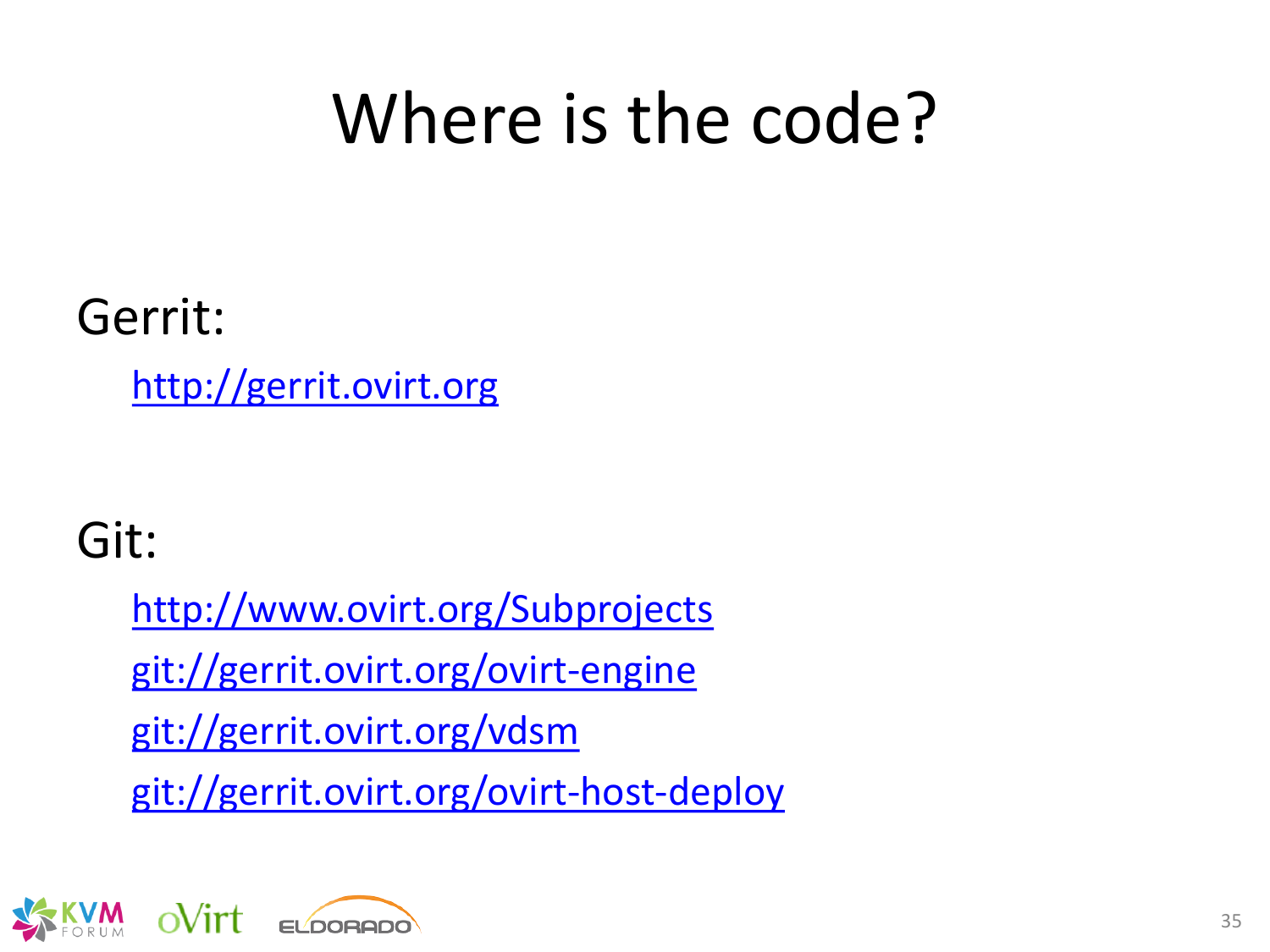# Where is the code?

Gerrit:

[http://gerrit.ovirt.org](http://gerrit.ovirt.org)

Git:

[http://www.ovirt.org/Subprojects](http://www.ovirt.org/Subprojects)

[git://gerrit.ovirt.org/ovirt-engine](git://gerrit.ovirt.org/ovirt-engine)

[git://gerrit.ovirt.org/vdsm](git://gerrit.ovirt.org/vdsm)

[git://gerrit.ovirt.org/ovirt-host-deploy](git://gerrit.ovirt.org/ovirt-host-deploy)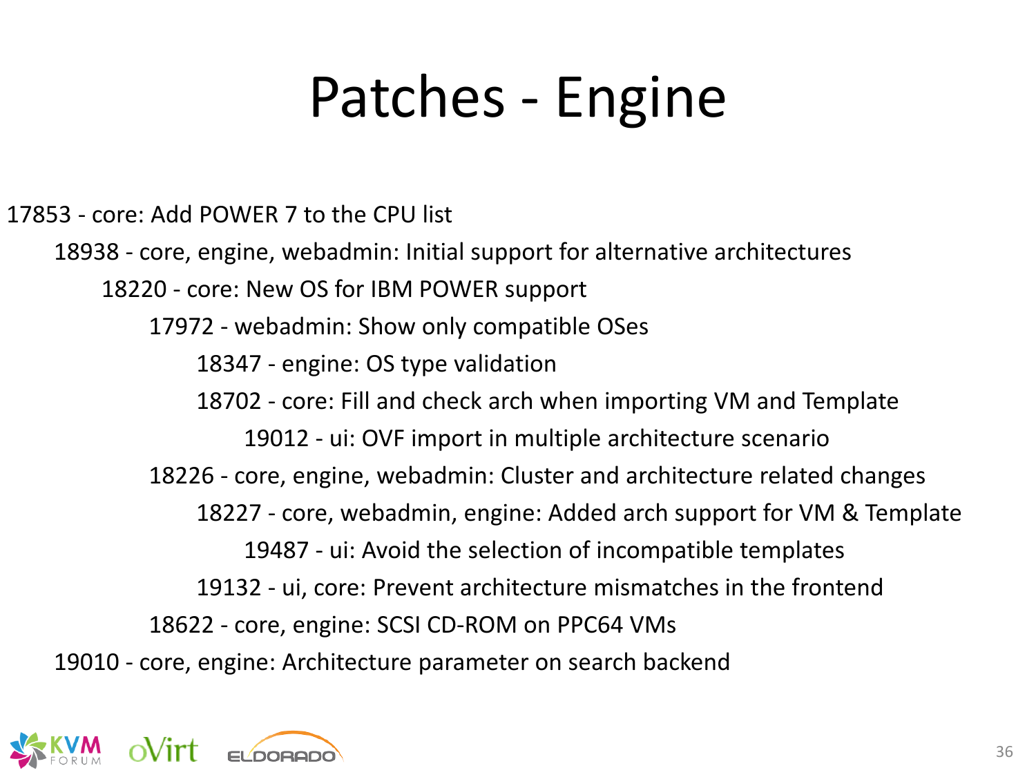# Patches - Engine

- 17853 - core: Add POWER 7 to the CPU list
  - 18938 - core, engine, webadmin: Initial support for alternative architectures
    - 18220 - core: New OS for IBM POWER support
      - 17972 - webadmin: Show only compatible OSes
        - 18347 - engine: OS type validation
        - 18702 - core: Fill and check arch when importing VM and Template
          - 19012 - ui: OVF import in multiple architecture scenario
      - 18226 - core, engine, webadmin: Cluster and architecture related changes
        - 18227 - core, webadmin, engine: Added arch support for VM & Template
          - 19487 - ui: Avoid the selection of incompatible templates
        - 19132 - ui, core: Prevent architecture mismatches in the frontend
      - 18622 - core, engine: SCSI CD-ROM on PPC64 VMs
  - 19010 - core, engine: Architecture parameter on search backend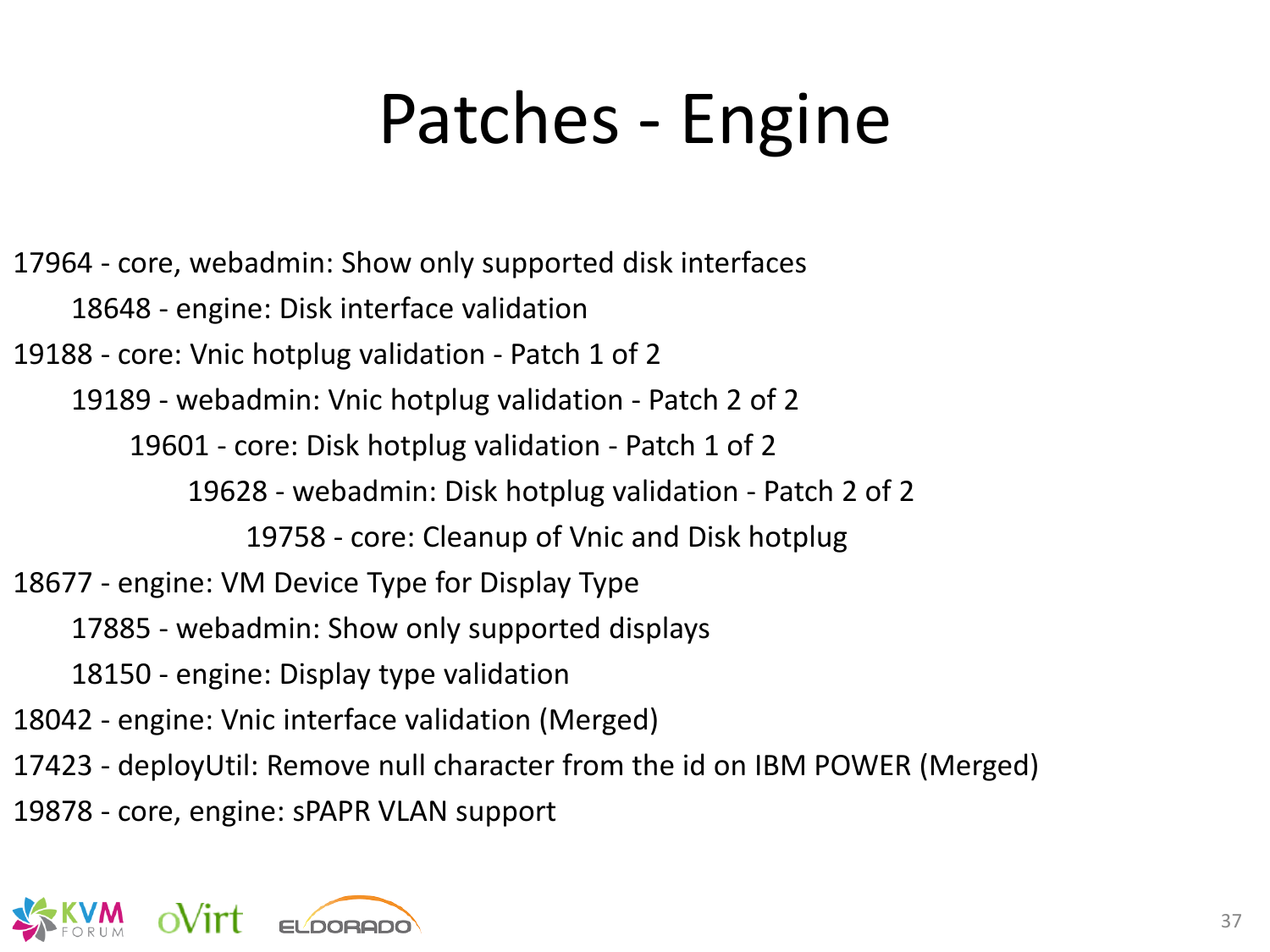# Patches - Engine

- 17964 - core, webadmin: Show only supported disk interfaces
  - 18648 - engine: Disk interface validation
- 19188 - core: Vnic hotplug validation - Patch 1 of 2
  - 19189 - webadmin: Vnic hotplug validation - Patch 2 of 2
    - 19601 - core: Disk hotplug validation - Patch 1 of 2
      - 19628 - webadmin: Disk hotplug validation - Patch 2 of 2
        - 19758 - core: Cleanup of Vnic and Disk hotplug
- 18677 - engine: VM Device Type for Display Type
  - 17885 - webadmin: Show only supported displays
  - 18150 - engine: Display type validation
- 18042 - engine: Vnic interface validation (Merged)
- 17423 - deployUtil: Remove null character from the id on IBM POWER (Merged)
- 19878 - core, engine: sPAPR VLAN support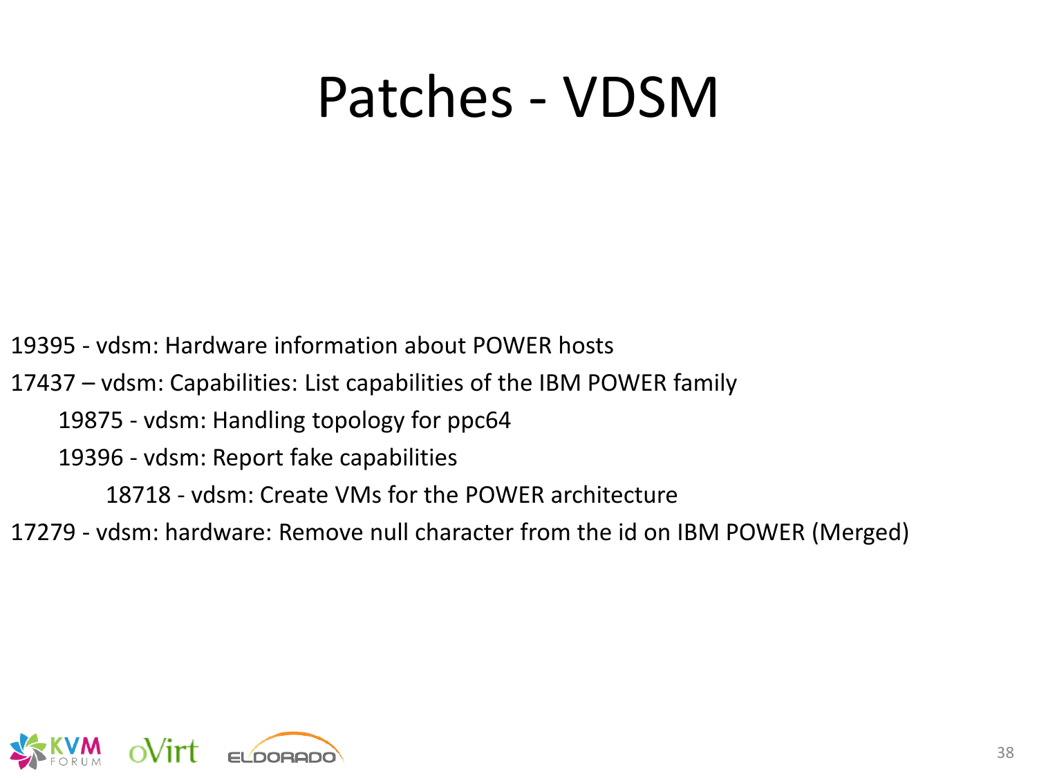# Patches - VDSM

19395 - vdsm: Hardware information about POWER hosts

17437 – vdsm: Capabilities: List capabilities of the IBM POWER family

- 19875 - vdsm: Handling topology for ppc64
- 19396 - vdsm: Report fake capabilities
  - 18718 - vdsm: Create VMs for the POWER architecture

17279 - vdsm: hardware: Remove null character from the id on IBM POWER (Merged)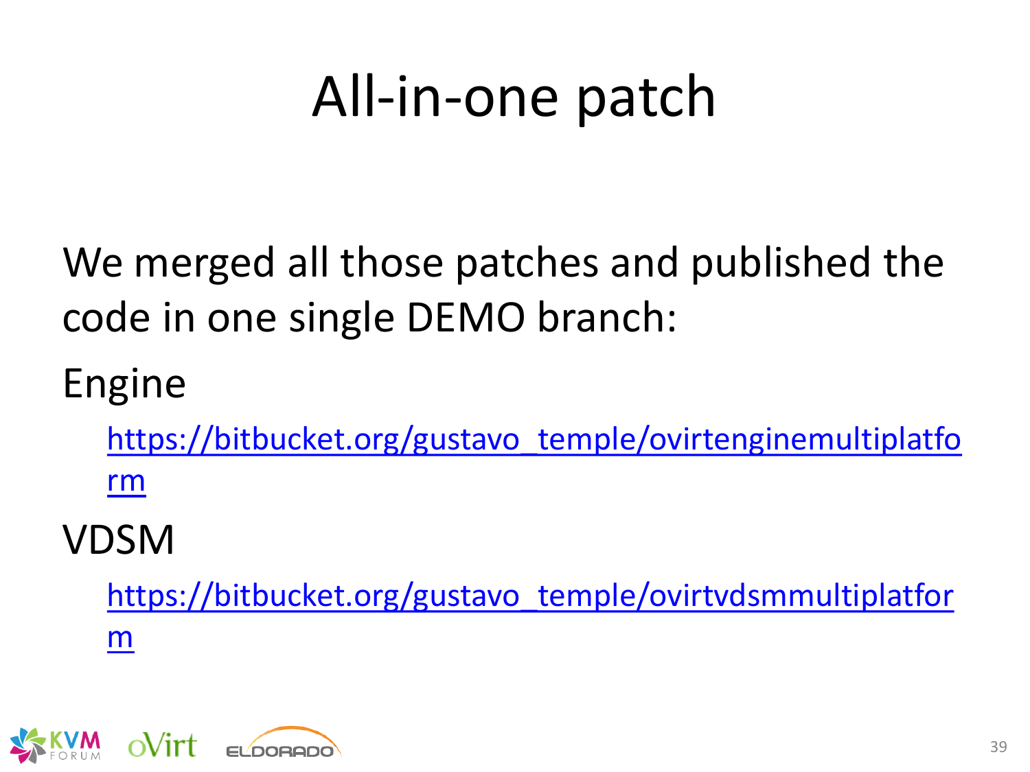# All-in-one patch

We merged all those patches and published the code in one single DEMO branch:

Engine

- https://bitbucket.org/gustavo_temple/ovirtenginemultiplatform

VDSM

- https://bitbucket.org/gustavo_temple/ovirtvdsmmultiplatform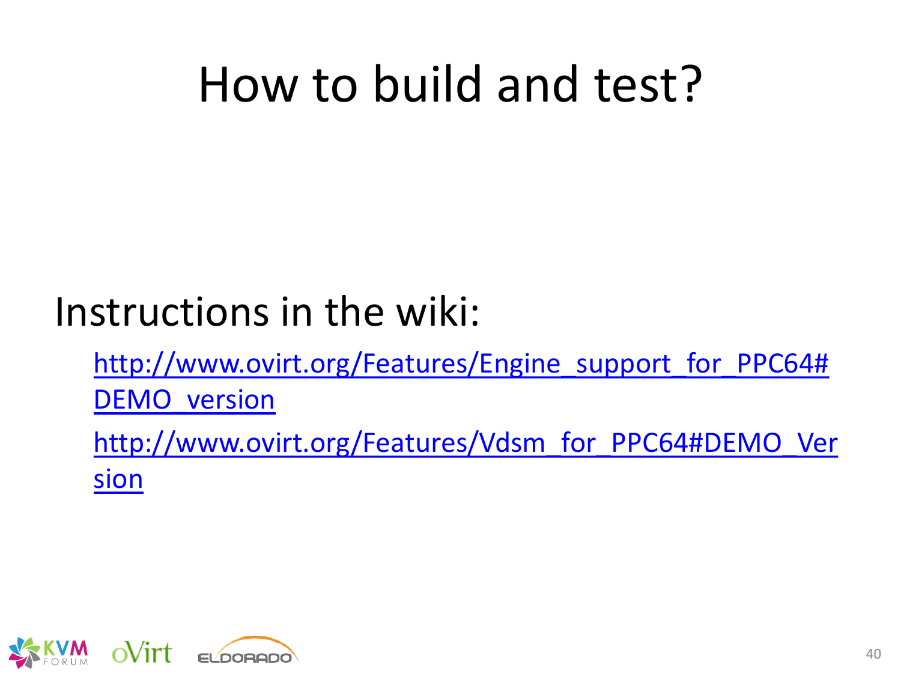# How to build and test?

Instructions in the wiki:

- http://www.ovirt.org/Features/Engine_support_for_PPC64#DEMO_version
- http://www.ovirt.org/Features/Vdsm_for_PPC64#DEMO_Version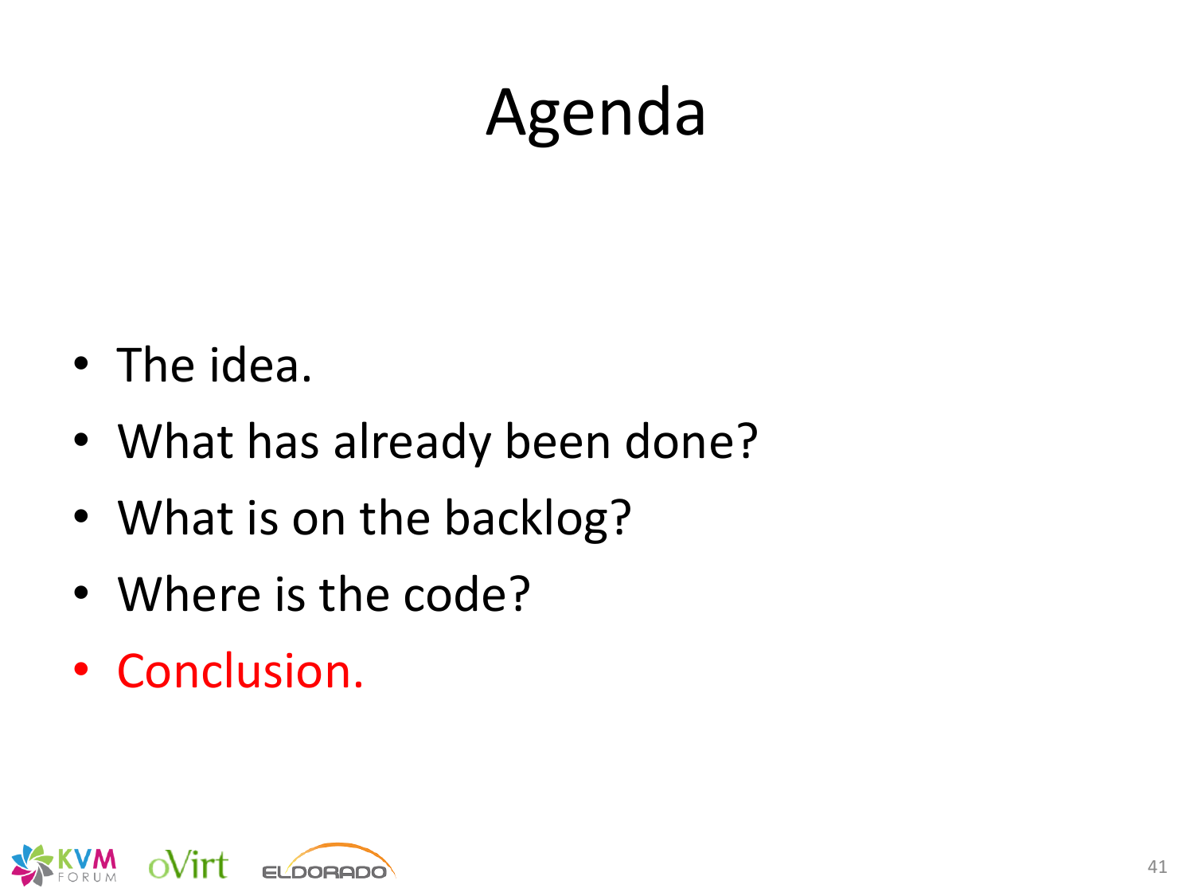# Agenda

- The idea.
- What has already been done?
- What is on the backlog?
- Where is the code?
- Conclusion.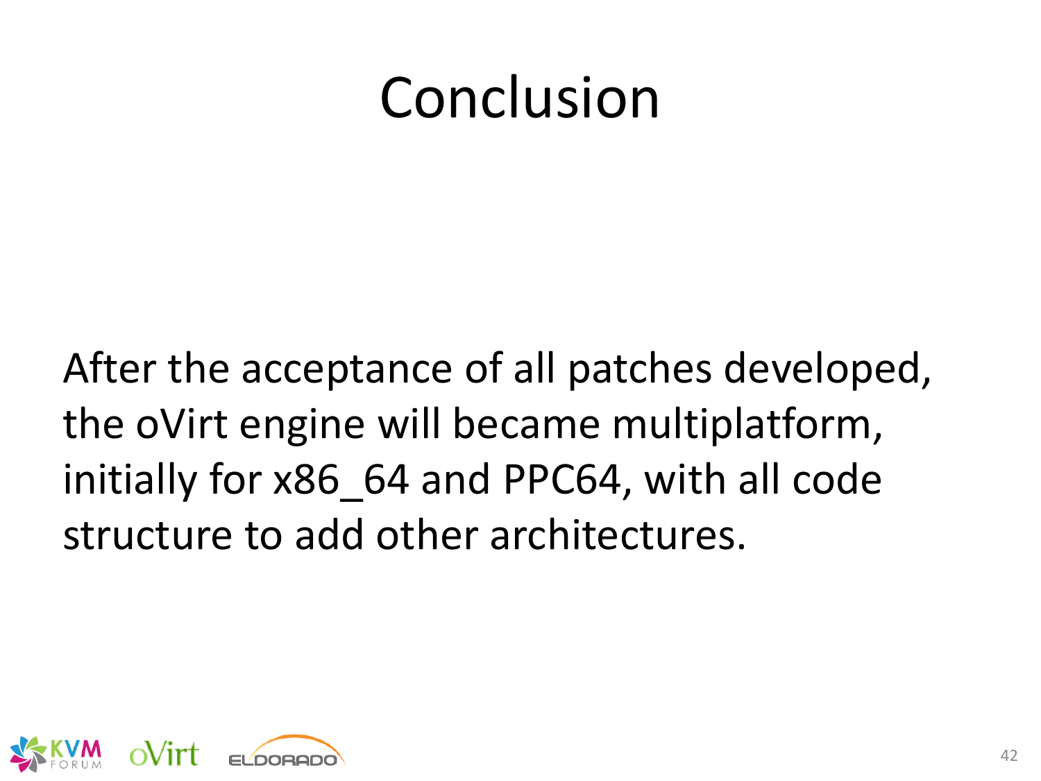# Conclusion

After the acceptance of all patches developed, the oVirt engine will became multiplatform, initially for x86_64 and PPC64, with all code structure to add other architectures.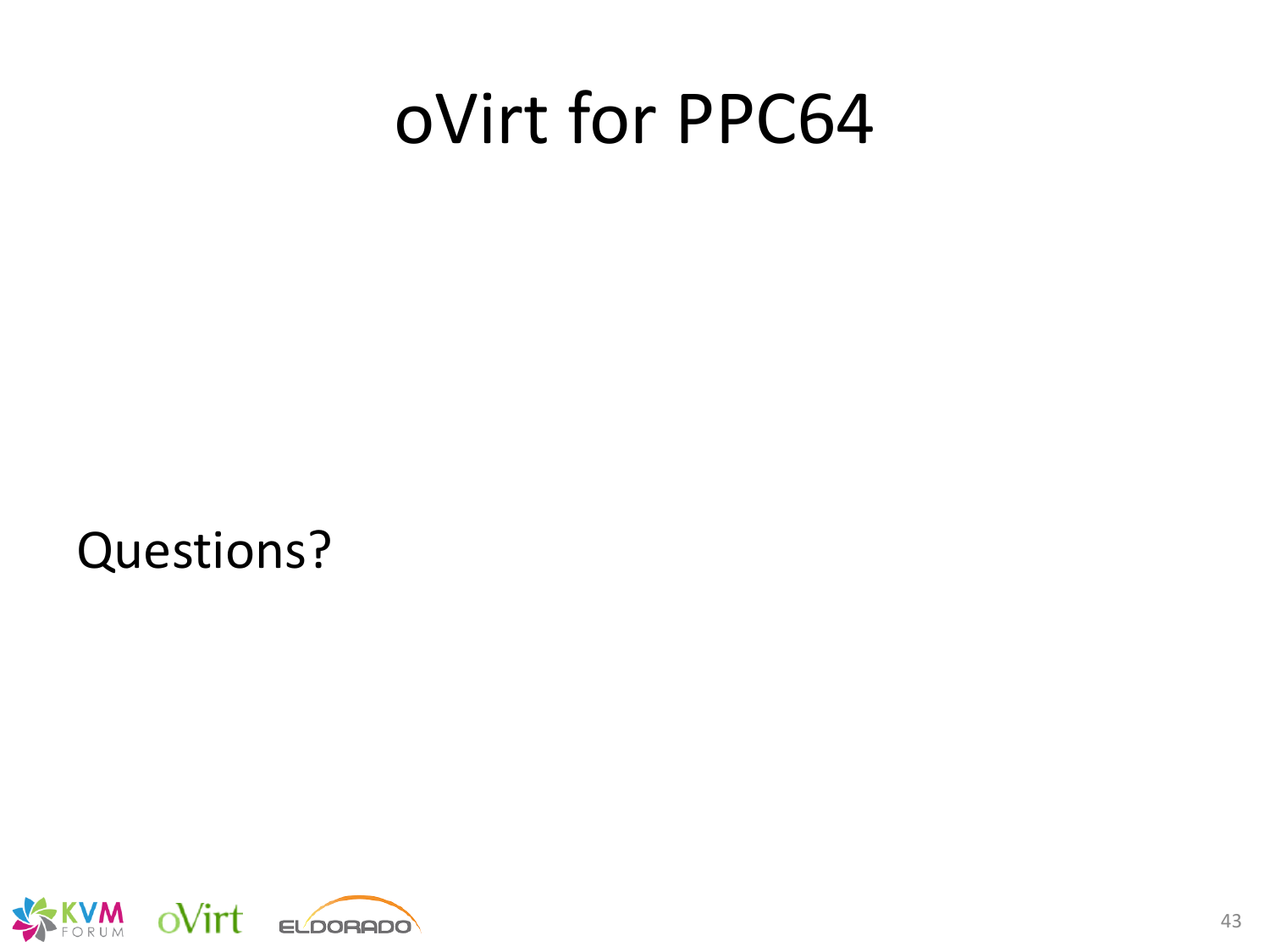# oVirt for PPC64

Questions?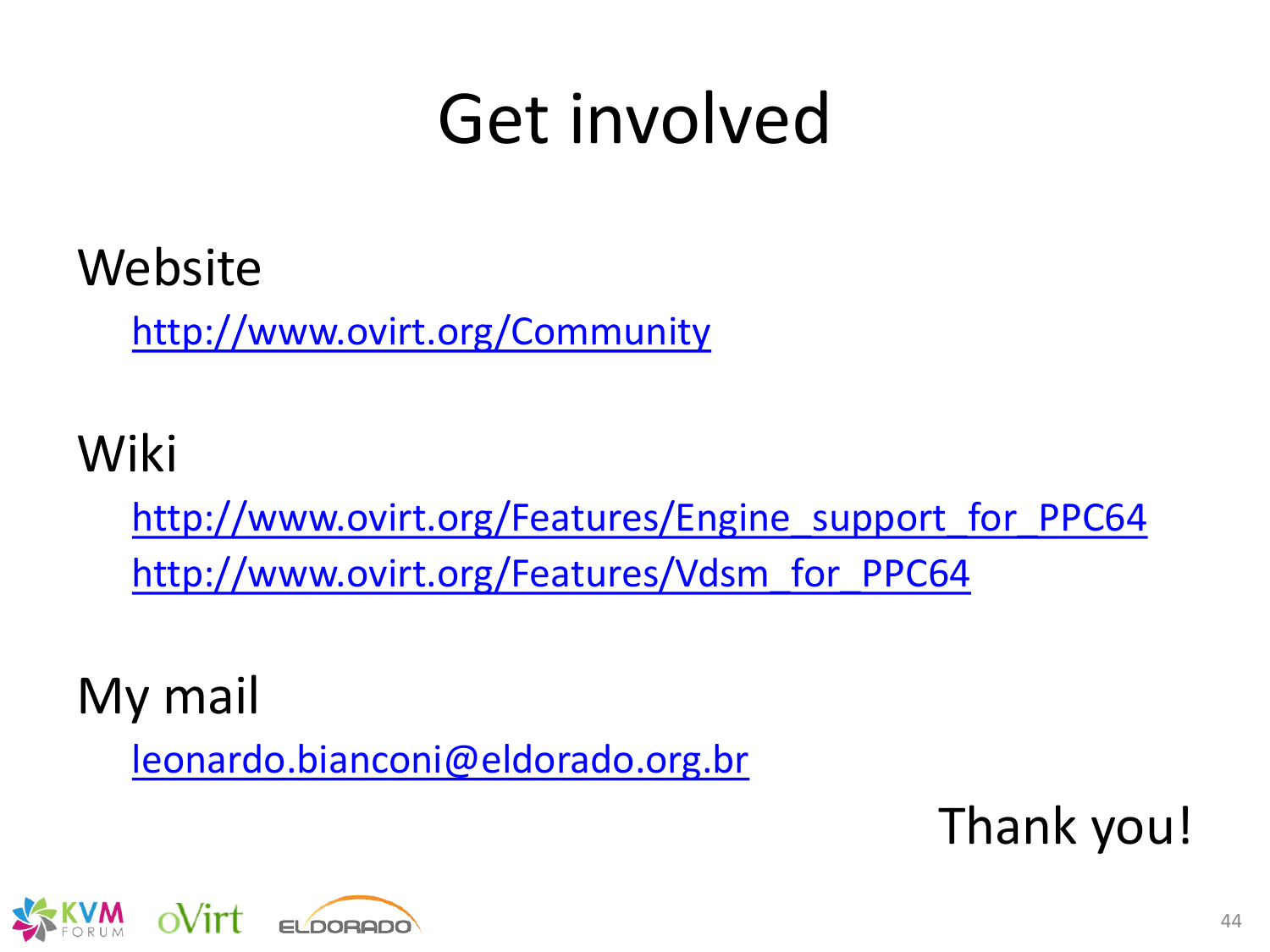# Get involved

Website

http://www.ovirt.org/Community

Wiki

http://www.ovirt.org/Features/Engine_support_for_PPC64

http://www.ovirt.org/Features/Vdsm_for_PPC64

My mail

leonardo.bianconi@eldorado.org.br

Thank you!